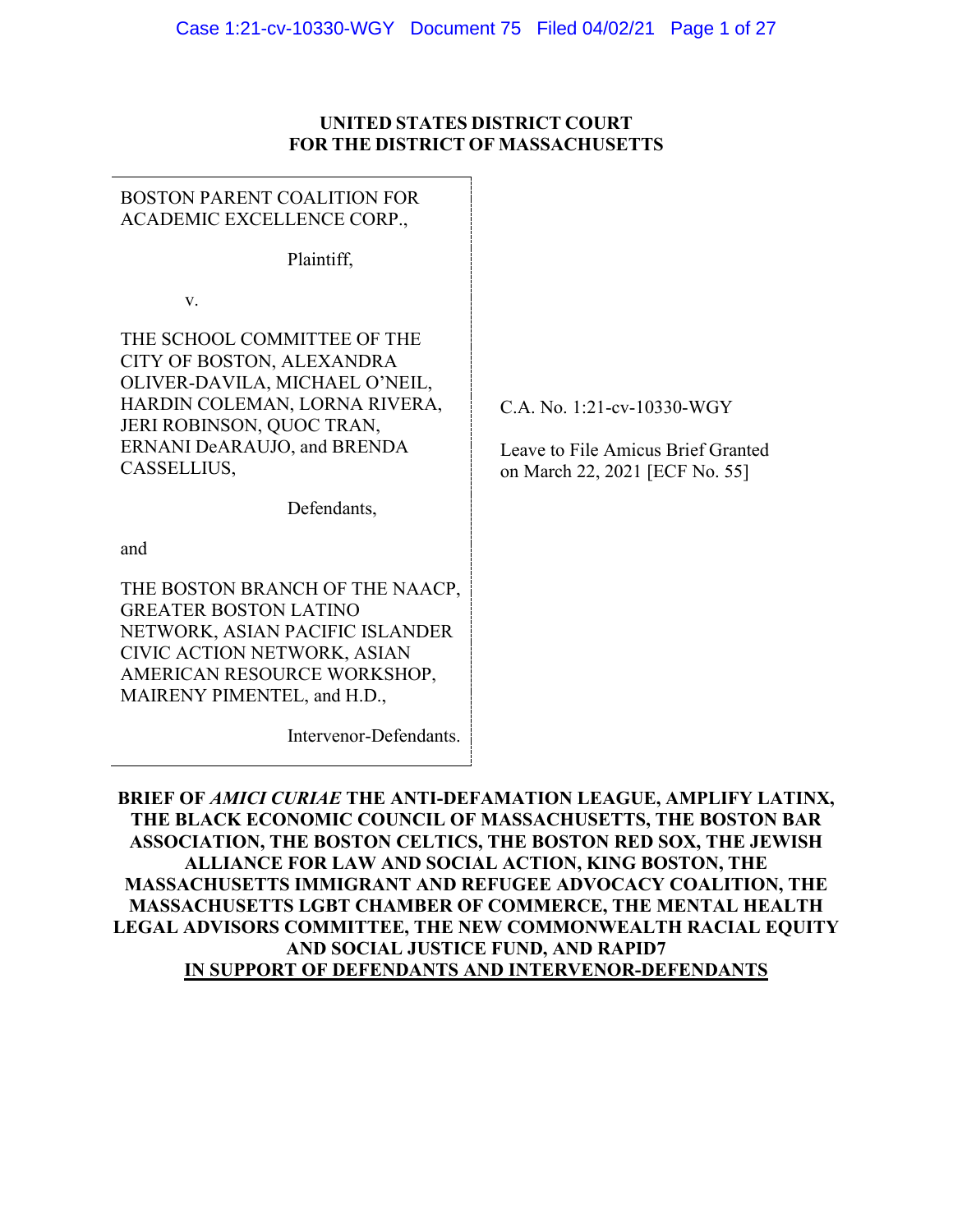**UNITED STATES DISTRICT COURT**
**FOR THE DISTRICT OF MASSACHUSETTS**

| | |
|---|---|
| BOSTON PARENT COALITION FOR ACADEMIC EXCELLENCE CORP.,<br><br>Plaintiff,<br><br>v.<br><br>THE SCHOOL COMMITTEE OF THE CITY OF BOSTON, ALEXANDRA OLIVER-DAVILA, MICHAEL O'NEIL, HARDIN COLEMAN, LORNA RIVERA, JERI ROBINSON, QUOC TRAN, ERNANI DeARAUJO, and BRENDA CASSELLIUS,<br><br>Defendants,<br><br>and<br><br>THE BOSTON BRANCH OF THE NAACP, GREATER BOSTON LATINO NETWORK, ASIAN PACIFIC ISLANDER CIVIC ACTION NETWORK, ASIAN AMERICAN RESOURCE WORKSHOP, MAIRENY PIMENTEL, and H.D.,<br><br>Intervenor-Defendants. | C.A. No. 1:21-cv-10330-WGY<br><br>Leave to File Amicus Brief Granted on March 22, 2021 [ECF No. 55] |

**BRIEF OF *AMICI CURIAE* THE ANTI-DEFAMATION LEAGUE, AMPLIFY LATINX, THE BLACK ECONOMIC COUNCIL OF MASSACHUSETTS, THE BOSTON BAR ASSOCIATION, THE BOSTON CELTICS, THE BOSTON RED SOX, THE JEWISH ALLIANCE FOR LAW AND SOCIAL ACTION, KING BOSTON, THE MASSACHUSETTS IMMIGRANT AND REFUGEE ADVOCACY COALITION, THE MASSACHUSETTS LGBT CHAMBER OF COMMERCE, THE MENTAL HEALTH LEGAL ADVISORS COMMITTEE, THE NEW COMMONWEALTH RACIAL EQUITY AND SOCIAL JUSTICE FUND, AND RAPID7**
**IN SUPPORT OF DEFENDANTS AND INTERVENOR-DEFENDANTS**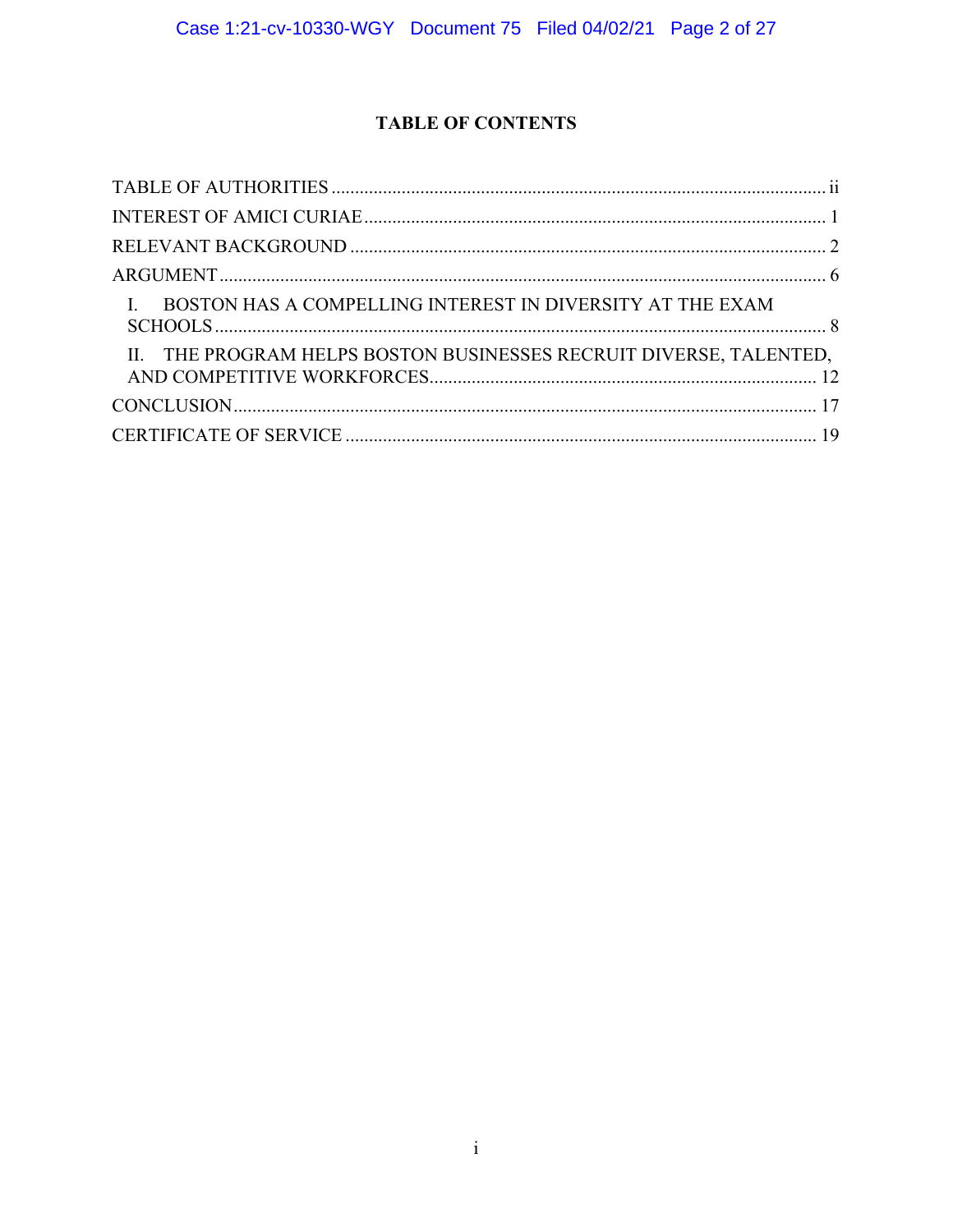# TABLE OF CONTENTS

TABLE OF AUTHORITIES ........................................................................................................ ii

INTEREST OF AMICI CURIAE .................................................................................................. 1

RELEVANT BACKGROUND ..................................................................................................... 2

ARGUMENT ................................................................................................................................ 6

- I. BOSTON HAS A COMPELLING INTEREST IN DIVERSITY AT THE EXAM SCHOOLS ................................................................................................................ 8
- II. THE PROGRAM HELPS BOSTON BUSINESSES RECRUIT DIVERSE, TALENTED, AND COMPETITIVE WORKFORCES .................................................................... 12

CONCLUSION ............................................................................................................................ 17

CERTIFICATE OF SERVICE ..................................................................................................... 19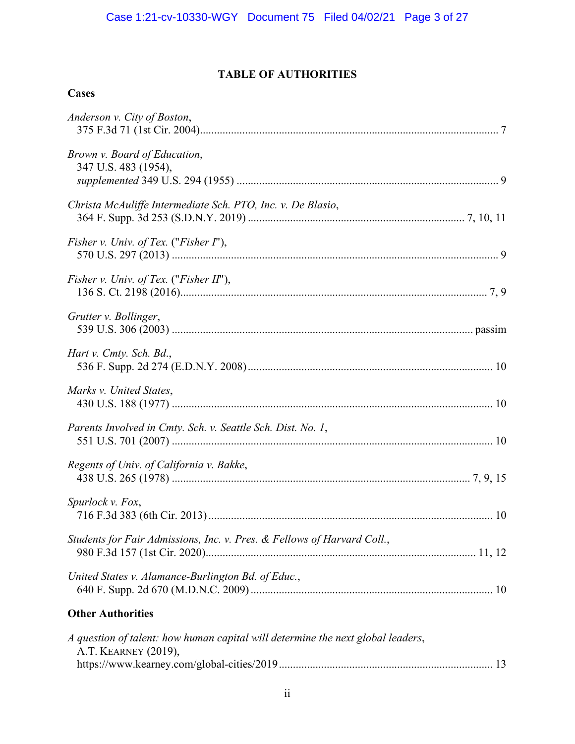# TABLE OF AUTHORITIES

## Cases

*Anderson v. City of Boston*,
375 F.3d 71 (1st Cir. 2004) ... 7

*Brown v. Board of Education*,
347 U.S. 483 (1954),
*supplemented* 349 U.S. 294 (1955) ... 9

*Christa McAuliffe Intermediate Sch. PTO, Inc. v. De Blasio*,
364 F. Supp. 3d 253 (S.D.N.Y. 2019) ... 7, 10, 11

*Fisher v. Univ. of Tex.* ("*Fisher I*"),
570 U.S. 297 (2013) ... 9

*Fisher v. Univ. of Tex.* ("*Fisher II*"),
136 S. Ct. 2198 (2016) ... 7, 9

*Grutter v. Bollinger*,
539 U.S. 306 (2003) ... passim

*Hart v. Cmty. Sch. Bd.*,
536 F. Supp. 2d 274 (E.D.N.Y. 2008) ... 10

*Marks v. United States*,
430 U.S. 188 (1977) ... 10

*Parents Involved in Cmty. Sch. v. Seattle Sch. Dist. No. 1*,
551 U.S. 701 (2007) ... 10

*Regents of Univ. of California v. Bakke*,
438 U.S. 265 (1978) ... 7, 9, 15

*Spurlock v. Fox*,
716 F.3d 383 (6th Cir. 2013) ... 10

*Students for Fair Admissions, Inc. v. Pres. & Fellows of Harvard Coll.*,
980 F.3d 157 (1st Cir. 2020) ... 11, 12

*United States v. Alamance-Burlington Bd. of Educ.*,
640 F. Supp. 2d 670 (M.D.N.C. 2009) ... 10

## Other Authorities

*A question of talent: how human capital will determine the next global leaders*,
A.T. KEARNEY (2019),
https://www.kearney.com/global-cities/2019 ... 13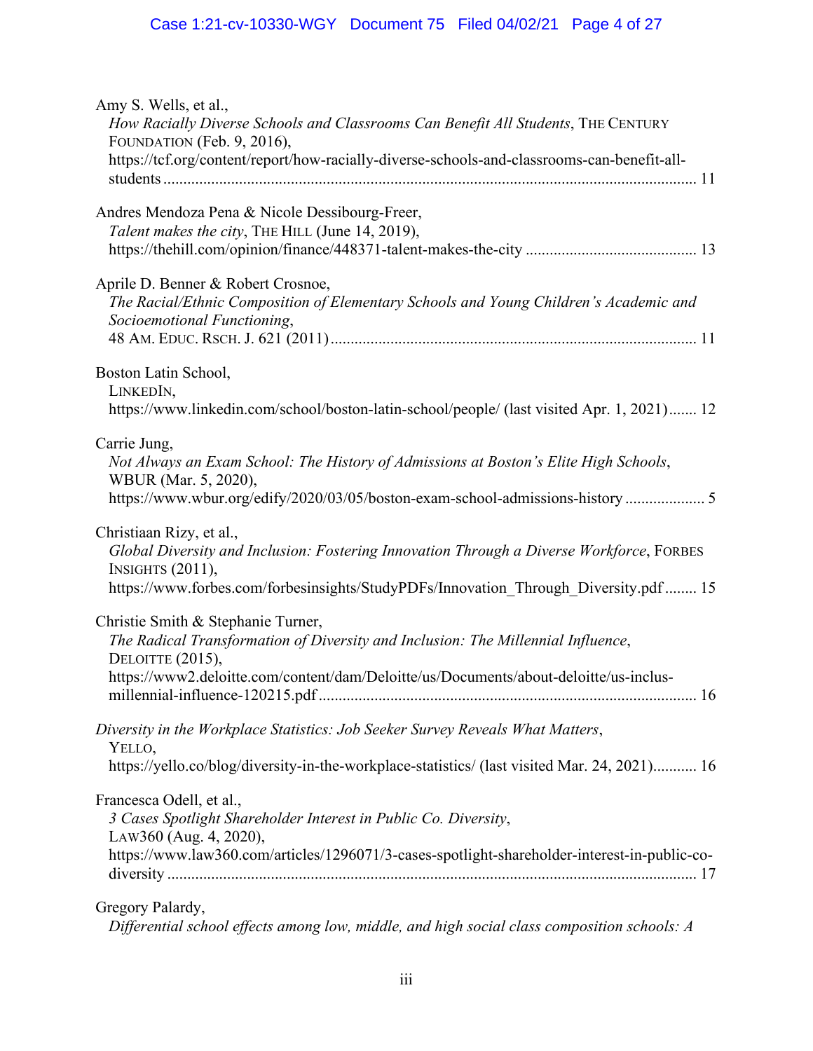Amy S. Wells, et al.,
*How Racially Diverse Schools and Classrooms Can Benefit All Students*, THE CENTURY FOUNDATION (Feb. 9, 2016),
https://tcf.org/content/report/how-racially-diverse-schools-and-classrooms-can-benefit-all-students ........................................................................................................................ 11

Andres Mendoza Pena & Nicole Dessibourg-Freer,
*Talent makes the city*, THE HILL (June 14, 2019),
https://thehill.com/opinion/finance/448371-talent-makes-the-city .......................................... 13

Aprile D. Benner & Robert Crosnoe,
*The Racial/Ethnic Composition of Elementary Schools and Young Children's Academic and Socioemotional Functioning*,
48 AM. EDUC. RSCH. J. 621 (2011) .......................................................................................... 11

Boston Latin School,
LINKEDIN,
https://www.linkedin.com/school/boston-latin-school/people/ (last visited Apr. 1, 2021) ....... 12

Carrie Jung,
*Not Always an Exam School: The History of Admissions at Boston's Elite High Schools*, WBUR (Mar. 5, 2020),
https://www.wbur.org/edify/2020/03/05/boston-exam-school-admissions-history .................... 5

Christiaan Rizy, et al.,
*Global Diversity and Inclusion: Fostering Innovation Through a Diverse Workforce*, FORBES INSIGHTS (2011),
https://www.forbes.com/forbesinsights/StudyPDFs/Innovation_Through_Diversity.pdf ........ 15

Christie Smith & Stephanie Turner,
*The Radical Transformation of Diversity and Inclusion: The Millennial Influence*, DELOITTE (2015),
https://www2.deloitte.com/content/dam/Deloitte/us/Documents/about-deloitte/us-inclus-millennial-influence-120215.pdf ............................................................................................. 16

*Diversity in the Workplace Statistics: Job Seeker Survey Reveals What Matters*,
YELLO,
https://yello.co/blog/diversity-in-the-workplace-statistics/ (last visited Mar. 24, 2021) ........... 16

Francesca Odell, et al.,
*3 Cases Spotlight Shareholder Interest in Public Co. Diversity*,
LAW360 (Aug. 4, 2020),
https://www.law360.com/articles/1296071/3-cases-spotlight-shareholder-interest-in-public-co-diversity ................................................................................................................................... 17

Gregory Palardy,
*Differential school effects among low, middle, and high social class composition schools: A*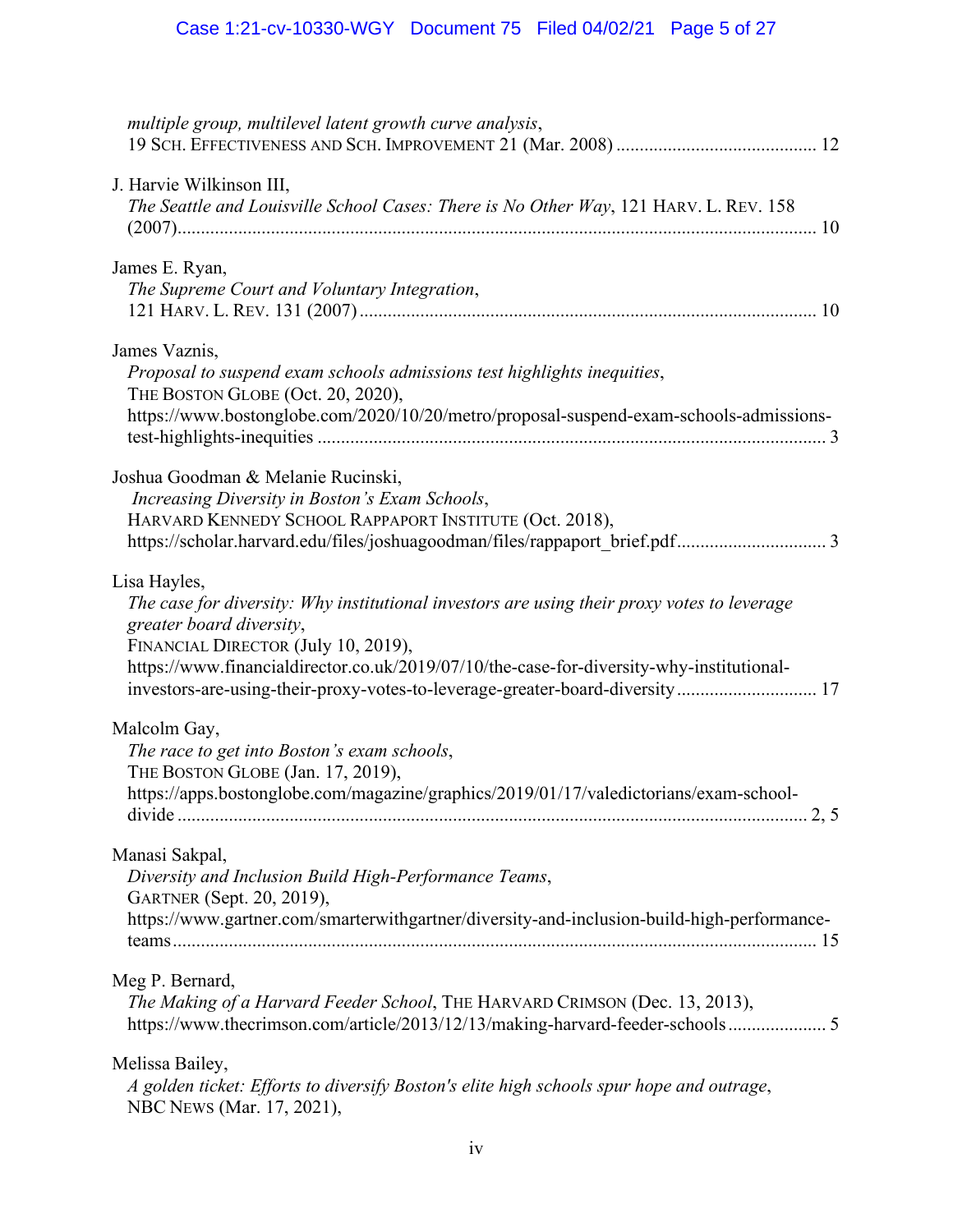*multiple group, multilevel latent growth curve analysis*, 19 SCH. EFFECTIVENESS AND SCH. IMPROVEMENT 21 (Mar. 2008) .......................................... 12

J. Harvie Wilkinson III,
*The Seattle and Louisville School Cases: There is No Other Way*, 121 HARV. L. REV. 158 (2007)....................................................................................................................... 10

James E. Ryan,
*The Supreme Court and Voluntary Integration*, 121 HARV. L. REV. 131 (2007) ................................................................................................ 10

James Vaznis,
*Proposal to suspend exam schools admissions test highlights inequities*, THE BOSTON GLOBE (Oct. 20, 2020), https://www.bostonglobe.com/2020/10/20/metro/proposal-suspend-exam-schools-admissions-test-highlights-inequities ........................................................................................................... 3

Joshua Goodman & Melanie Rucinski,
*Increasing Diversity in Boston's Exam Schools*, HARVARD KENNEDY SCHOOL RAPPAPORT INSTITUTE (Oct. 2018), https://scholar.harvard.edu/files/joshuagoodman/files/rappaport_brief.pdf............................... 3

Lisa Hayles,
*The case for diversity: Why institutional investors are using their proxy votes to leverage greater board diversity*, FINANCIAL DIRECTOR (July 10, 2019), https://www.financialdirector.co.uk/2019/07/10/the-case-for-diversity-why-institutional-investors-are-using-their-proxy-votes-to-leverage-greater-board-diversity ............................. 17

Malcolm Gay,
*The race to get into Boston's exam schools*, THE BOSTON GLOBE (Jan. 17, 2019), https://apps.bostonglobe.com/magazine/graphics/2019/01/17/valedictorians/exam-school-divide ..................................................................................................................... 2, 5

Manasi Sakpal,
*Diversity and Inclusion Build High-Performance Teams*, GARTNER (Sept. 20, 2019), https://www.gartner.com/smarterwithgartner/diversity-and-inclusion-build-high-performance-teams ....................................................................................................................... 15

Meg P. Bernard,
*The Making of a Harvard Feeder School*, THE HARVARD CRIMSON (Dec. 13, 2013), https://www.thecrimson.com/article/2013/12/13/making-harvard-feeder-schools ..................... 5

Melissa Bailey,
*A golden ticket: Efforts to diversify Boston's elite high schools spur hope and outrage*, NBC NEWS (Mar. 17, 2021),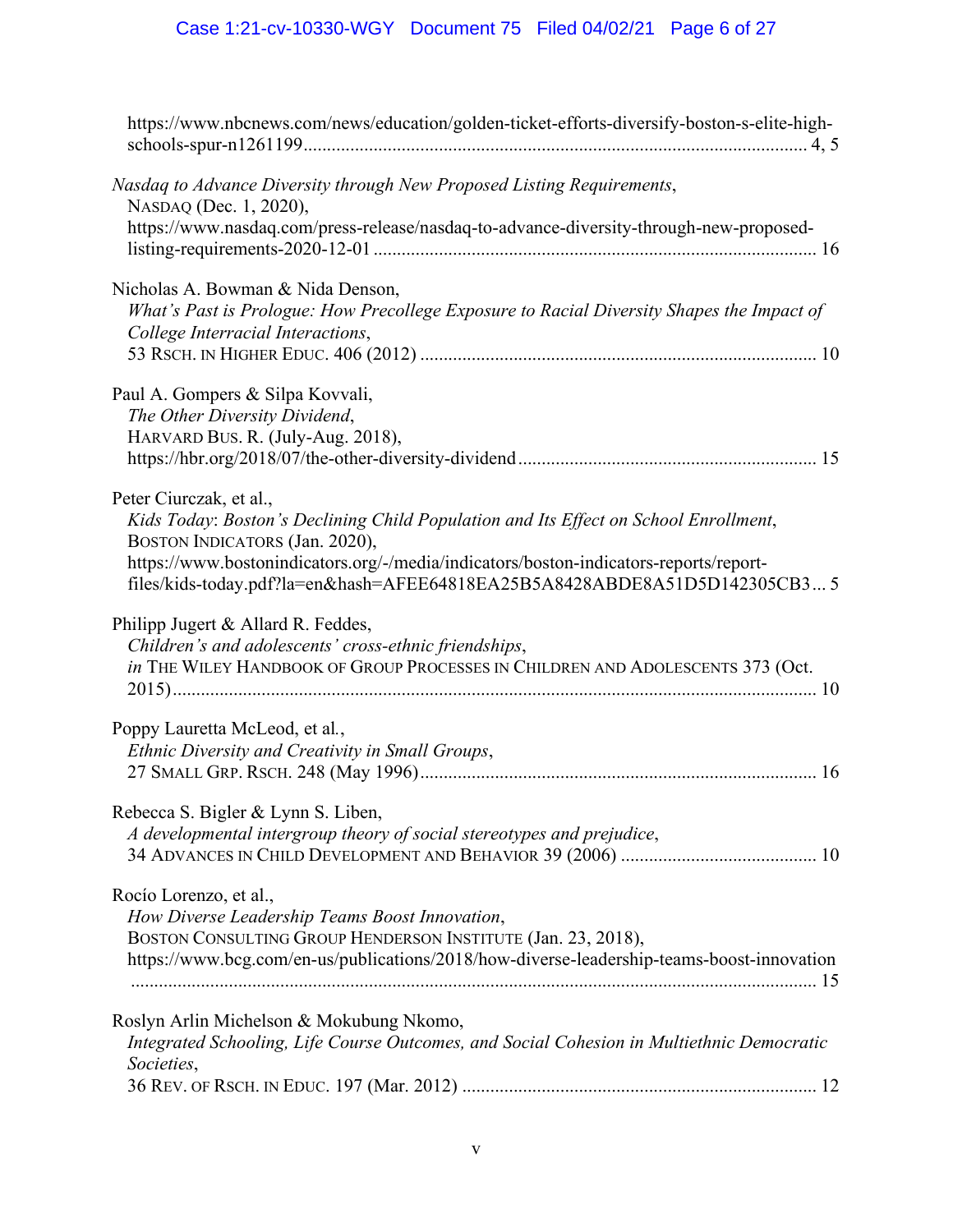https://www.nbcnews.com/news/education/golden-ticket-efforts-diversify-boston-s-elite-high-schools-spur-n1261199 ........................................................................................................ 4, 5

*Nasdaq to Advance Diversity through New Proposed Listing Requirements*,
NASDAQ (Dec. 1, 2020),
https://www.nasdaq.com/press-release/nasdaq-to-advance-diversity-through-new-proposed-listing-requirements-2020-12-01 ............................................................................................ 16

Nicholas A. Bowman & Nida Denson,
*What's Past is Prologue: How Precollege Exposure to Racial Diversity Shapes the Impact of College Interracial Interactions*,
53 RSCH. IN HIGHER EDUC. 406 (2012) ................................................................................... 10

Paul A. Gompers & Silpa Kovvali,
*The Other Diversity Dividend*,
HARVARD BUS. R. (July-Aug. 2018),
https://hbr.org/2018/07/the-other-diversity-dividend ............................................................... 15

Peter Ciurczak, et al.,
*Kids Today*: *Boston's Declining Child Population and Its Effect on School Enrollment*,
BOSTON INDICATORS (Jan. 2020),
https://www.bostonindicators.org/-/media/indicators/boston-indicators-reports/report-files/kids-today.pdf?la=en&hash=AFEE64818EA25B5A8428ABDE8A51D5D142305CB3 ... 5

Philipp Jugert & Allard R. Feddes,
*Children's and adolescents' cross-ethnic friendships*,
*in* THE WILEY HANDBOOK OF GROUP PROCESSES IN CHILDREN AND ADOLESCENTS 373 (Oct. 2015) ........................................................................................................................................ 10

Poppy Lauretta McLeod, et al.,
*Ethnic Diversity and Creativity in Small Groups*,
27 SMALL GRP. RSCH. 248 (May 1996) .................................................................................... 16

Rebecca S. Bigler & Lynn S. Liben,
*A developmental intergroup theory of social stereotypes and prejudice*,
34 ADVANCES IN CHILD DEVELOPMENT AND BEHAVIOR 39 (2006) ......................................... 10

Rocío Lorenzo, et al.,
*How Diverse Leadership Teams Boost Innovation*,
BOSTON CONSULTING GROUP HENDERSON INSTITUTE (Jan. 23, 2018),
https://www.bcg.com/en-us/publications/2018/how-diverse-leadership-teams-boost-innovation ................................................................................................................................................ 15

Roslyn Arlin Michelson & Mokubung Nkomo,
*Integrated Schooling, Life Course Outcomes, and Social Cohesion in Multiethnic Democratic Societies*,
36 REV. OF RSCH. IN EDUC. 197 (Mar. 2012) .......................................................................... 12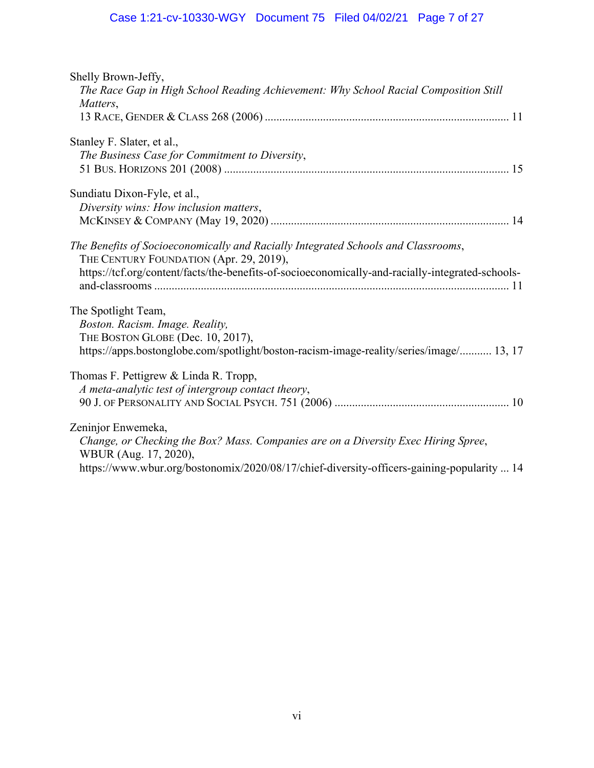Shelly Brown-Jeffy,
*The Race Gap in High School Reading Achievement: Why School Racial Composition Still Matters*,
13 RACE, GENDER & CLASS 268 (2006) .................................................................................. 11

Stanley F. Slater, et al.,
*The Business Case for Commitment to Diversity*,
51 BUS. HORIZONS 201 (2008) ................................................................................................ 15

Sundiatu Dixon-Fyle, et al.,
*Diversity wins: How inclusion matters*,
MCKINSEY & COMPANY (May 19, 2020) ................................................................................ 14

*The Benefits of Socioeconomically and Racially Integrated Schools and Classrooms*,
THE CENTURY FOUNDATION (Apr. 29, 2019),
https://tcf.org/content/facts/the-benefits-of-socioeconomically-and-racially-integrated-schools-and-classrooms ........................................................................................................................ 11

The Spotlight Team,
*Boston. Racism. Image. Reality,*
THE BOSTON GLOBE (Dec. 10, 2017),
https://apps.bostonglobe.com/spotlight/boston-racism-image-reality/series/image/........... 13, 17

Thomas F. Pettigrew & Linda R. Tropp,
*A meta-analytic test of intergroup contact theory*,
90 J. OF PERSONALITY AND SOCIAL PSYCH. 751 (2006) ........................................................... 10

Zeninjor Enwemeka,
*Change, or Checking the Box? Mass. Companies are on a Diversity Exec Hiring Spree*,
WBUR (Aug. 17, 2020),
https://www.wbur.org/bostonomix/2020/08/17/chief-diversity-officers-gaining-popularity ... 14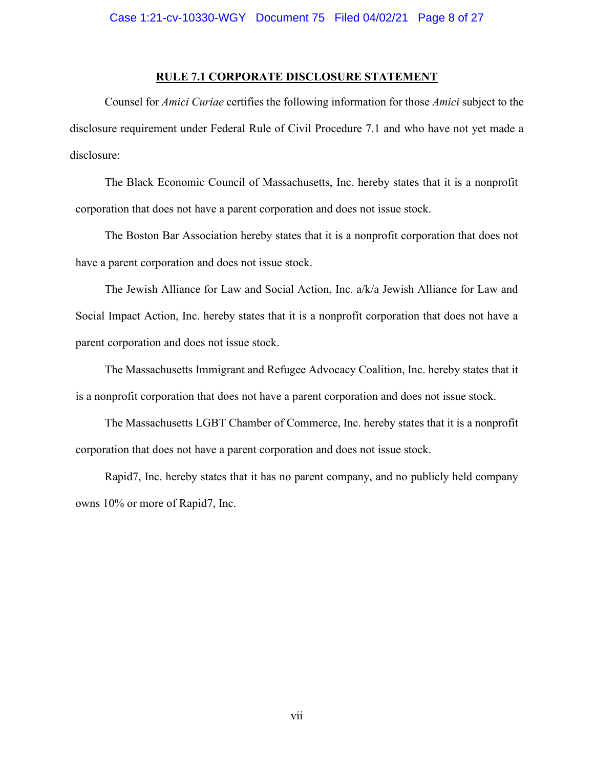## RULE 7.1 CORPORATE DISCLOSURE STATEMENT

Counsel for *Amici Curiae* certifies the following information for those *Amici* subject to the disclosure requirement under Federal Rule of Civil Procedure 7.1 and who have not yet made a disclosure:

The Black Economic Council of Massachusetts, Inc. hereby states that it is a nonprofit corporation that does not have a parent corporation and does not issue stock.

The Boston Bar Association hereby states that it is a nonprofit corporation that does not have a parent corporation and does not issue stock.

The Jewish Alliance for Law and Social Action, Inc. a/k/a Jewish Alliance for Law and Social Impact Action, Inc. hereby states that it is a nonprofit corporation that does not have a parent corporation and does not issue stock.

The Massachusetts Immigrant and Refugee Advocacy Coalition, Inc. hereby states that it is a nonprofit corporation that does not have a parent corporation and does not issue stock.

The Massachusetts LGBT Chamber of Commerce, Inc. hereby states that it is a nonprofit corporation that does not have a parent corporation and does not issue stock.

Rapid7, Inc. hereby states that it has no parent company, and no publicly held company owns 10% or more of Rapid7, Inc.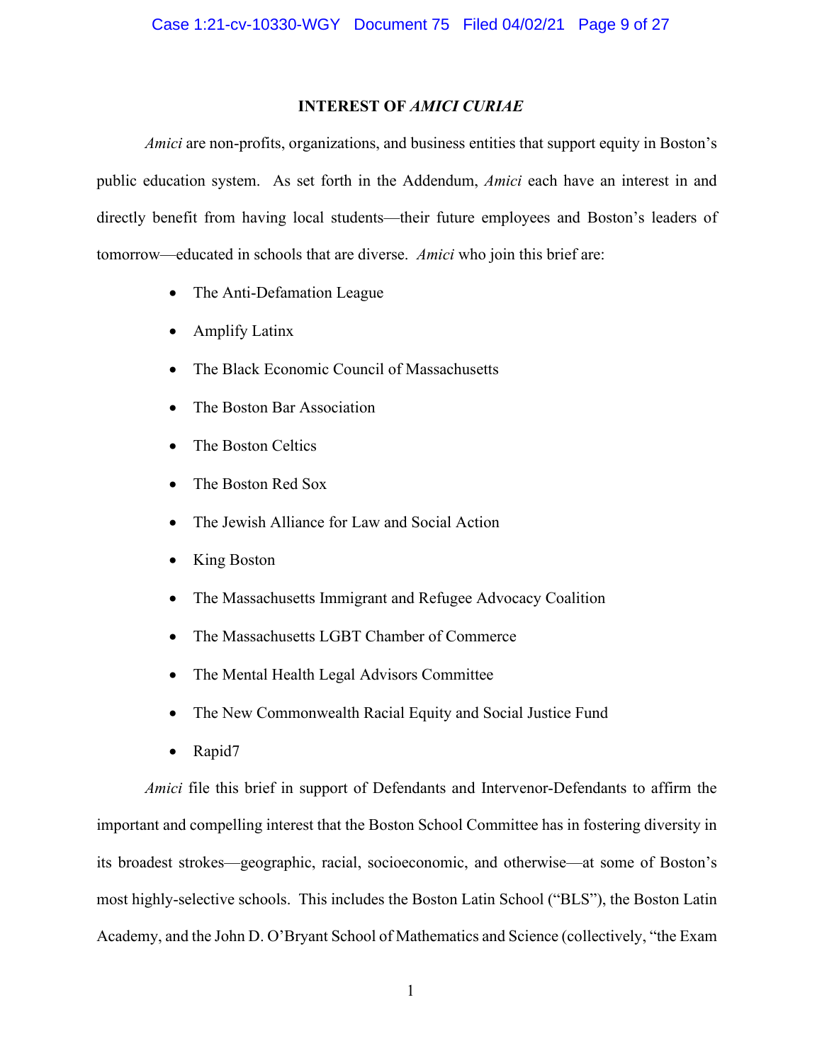## INTEREST OF *AMICI CURIAE*

*Amici* are non-profits, organizations, and business entities that support equity in Boston's public education system. As set forth in the Addendum, *Amici* each have an interest in and directly benefit from having local students—their future employees and Boston's leaders of tomorrow—educated in schools that are diverse. *Amici* who join this brief are:

- The Anti-Defamation League
- Amplify Latinx
- The Black Economic Council of Massachusetts
- The Boston Bar Association
- The Boston Celtics
- The Boston Red Sox
- The Jewish Alliance for Law and Social Action
- King Boston
- The Massachusetts Immigrant and Refugee Advocacy Coalition
- The Massachusetts LGBT Chamber of Commerce
- The Mental Health Legal Advisors Committee
- The New Commonwealth Racial Equity and Social Justice Fund
- Rapid7

*Amici* file this brief in support of Defendants and Intervenor-Defendants to affirm the important and compelling interest that the Boston School Committee has in fostering diversity in its broadest strokes—geographic, racial, socioeconomic, and otherwise—at some of Boston's most highly-selective schools. This includes the Boston Latin School ("BLS"), the Boston Latin Academy, and the John D. O'Bryant School of Mathematics and Science (collectively, "the Exam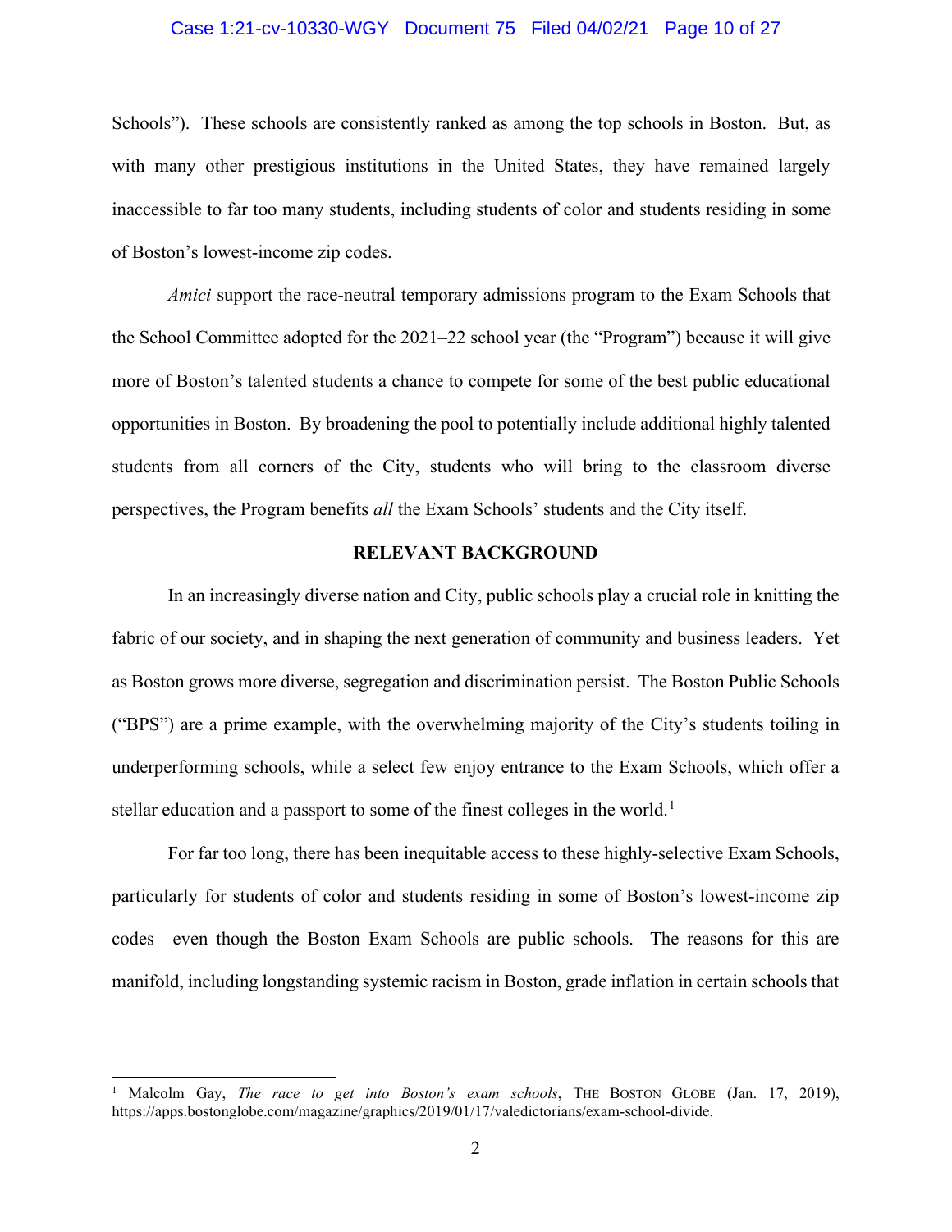Schools"). These schools are consistently ranked as among the top schools in Boston. But, as with many other prestigious institutions in the United States, they have remained largely inaccessible to far too many students, including students of color and students residing in some of Boston's lowest-income zip codes.

*Amici* support the race-neutral temporary admissions program to the Exam Schools that the School Committee adopted for the 2021–22 school year (the "Program") because it will give more of Boston's talented students a chance to compete for some of the best public educational opportunities in Boston. By broadening the pool to potentially include additional highly talented students from all corners of the City, students who will bring to the classroom diverse perspectives, the Program benefits *all* the Exam Schools' students and the City itself.

## RELEVANT BACKGROUND

In an increasingly diverse nation and City, public schools play a crucial role in knitting the fabric of our society, and in shaping the next generation of community and business leaders. Yet as Boston grows more diverse, segregation and discrimination persist. The Boston Public Schools ("BPS") are a prime example, with the overwhelming majority of the City's students toiling in underperforming schools, while a select few enjoy entrance to the Exam Schools, which offer a stellar education and a passport to some of the finest colleges in the world.[1]

For far too long, there has been inequitable access to these highly-selective Exam Schools, particularly for students of color and students residing in some of Boston's lowest-income zip codes—even though the Boston Exam Schools are public schools. The reasons for this are manifold, including longstanding systemic racism in Boston, grade inflation in certain schools that

---

[1] Malcolm Gay, *The race to get into Boston's exam schools*, THE BOSTON GLOBE (Jan. 17, 2019), https://apps.bostonglobe.com/magazine/graphics/2019/01/17/valedictorians/exam-school-divide.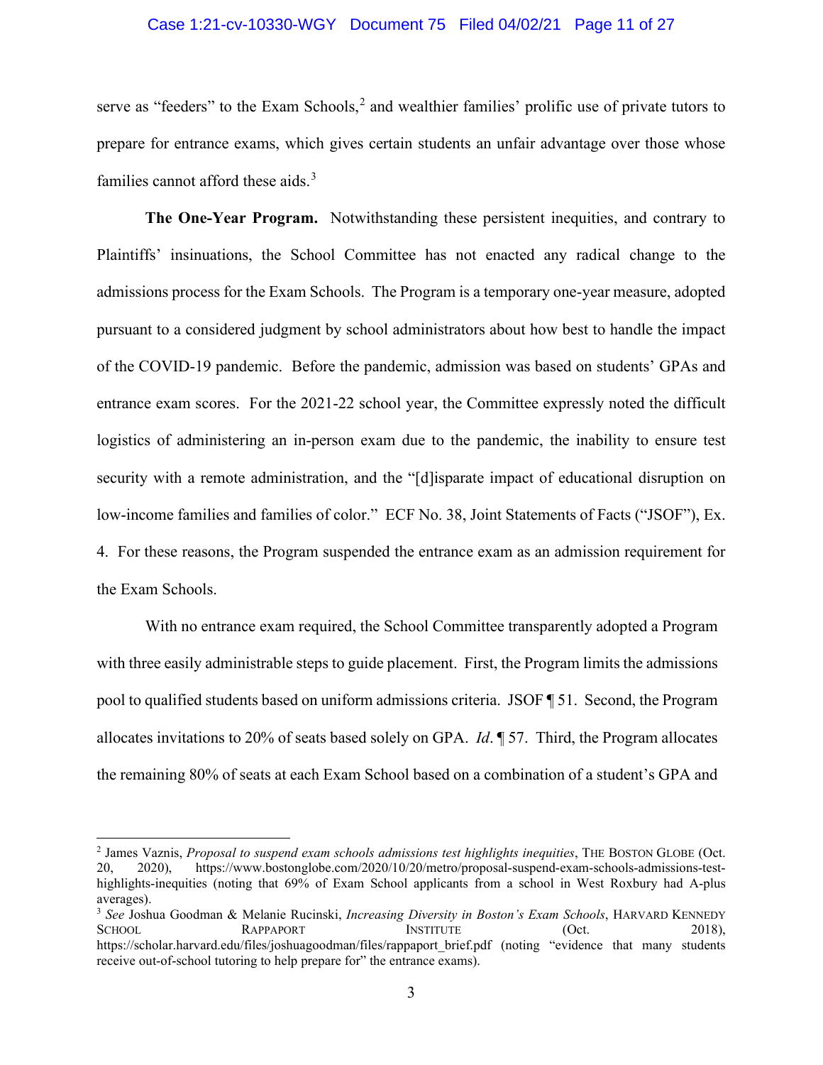serve as "feeders" to the Exam Schools,[2] and wealthier families' prolific use of private tutors to prepare for entrance exams, which gives certain students an unfair advantage over those whose families cannot afford these aids.[3]

**The One-Year Program.** Notwithstanding these persistent inequities, and contrary to Plaintiffs' insinuations, the School Committee has not enacted any radical change to the admissions process for the Exam Schools. The Program is a temporary one-year measure, adopted pursuant to a considered judgment by school administrators about how best to handle the impact of the COVID-19 pandemic. Before the pandemic, admission was based on students' GPAs and entrance exam scores. For the 2021-22 school year, the Committee expressly noted the difficult logistics of administering an in-person exam due to the pandemic, the inability to ensure test security with a remote administration, and the "[d]isparate impact of educational disruption on low-income families and families of color." ECF No. 38, Joint Statements of Facts ("JSOF"), Ex. 4. For these reasons, the Program suspended the entrance exam as an admission requirement for the Exam Schools.

With no entrance exam required, the School Committee transparently adopted a Program with three easily administrable steps to guide placement. First, the Program limits the admissions pool to qualified students based on uniform admissions criteria. JSOF ¶ 51. Second, the Program allocates invitations to 20% of seats based solely on GPA. *Id*. ¶ 57. Third, the Program allocates the remaining 80% of seats at each Exam School based on a combination of a student's GPA and

---

[2] James Vaznis, *Proposal to suspend exam schools admissions test highlights inequities*, THE BOSTON GLOBE (Oct. 20, 2020), https://www.bostonglobe.com/2020/10/20/metro/proposal-suspend-exam-schools-admissions-test-highlights-inequities (noting that 69% of Exam School applicants from a school in West Roxbury had A-plus averages).

[3] *See* Joshua Goodman & Melanie Rucinski, *Increasing Diversity in Boston's Exam Schools*, HARVARD KENNEDY SCHOOL RAPPAPORT INSTITUTE (Oct. 2018), https://scholar.harvard.edu/files/joshuagoodman/files/rappaport_brief.pdf (noting "evidence that many students receive out-of-school tutoring to help prepare for" the entrance exams).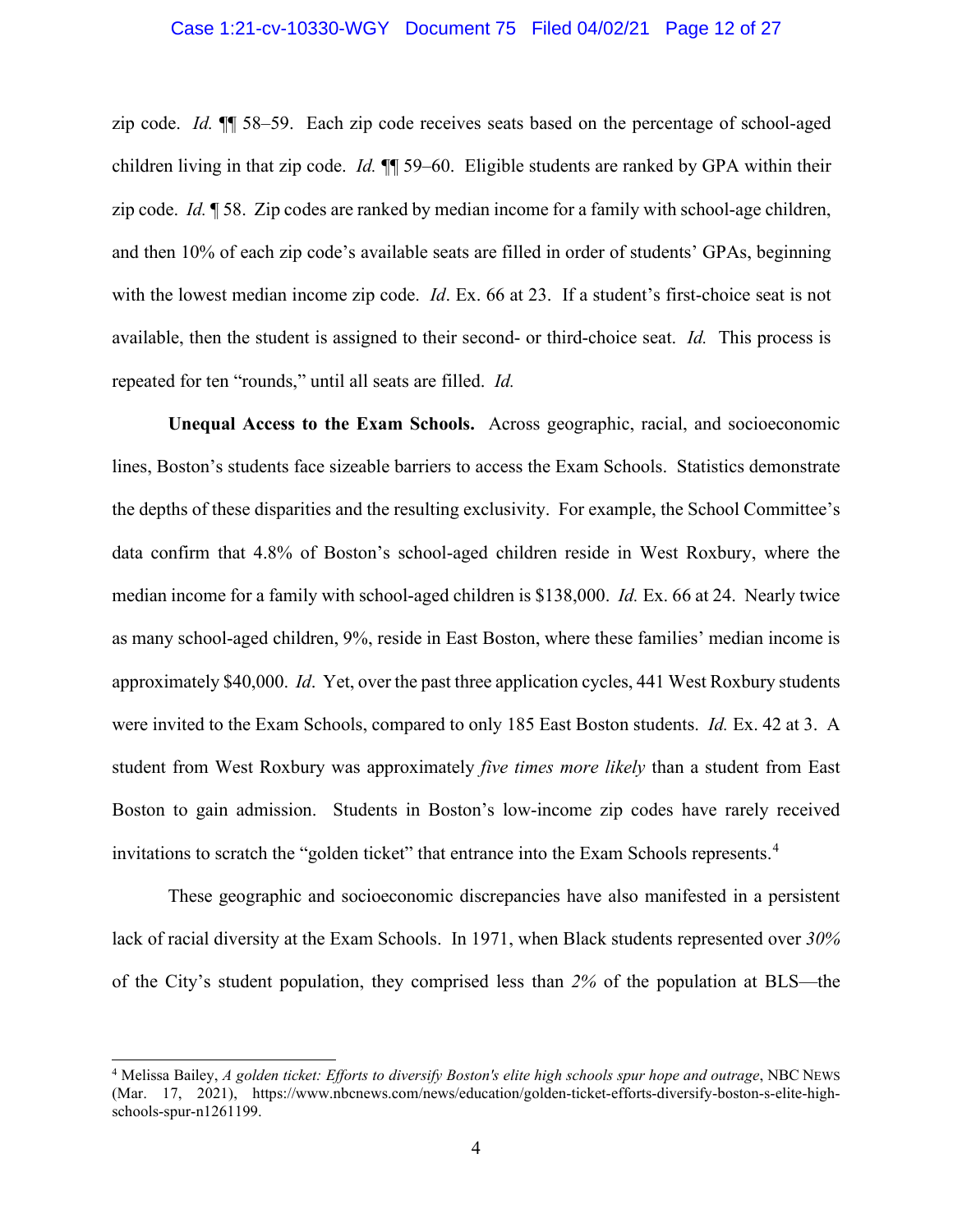zip code. *Id.* ¶¶ 58–59. Each zip code receives seats based on the percentage of school-aged children living in that zip code. *Id.* ¶¶ 59–60. Eligible students are ranked by GPA within their zip code. *Id.* ¶ 58. Zip codes are ranked by median income for a family with school-age children, and then 10% of each zip code's available seats are filled in order of students' GPAs, beginning with the lowest median income zip code. *Id*. Ex. 66 at 23. If a student's first-choice seat is not available, then the student is assigned to their second- or third-choice seat. *Id.* This process is repeated for ten "rounds," until all seats are filled. *Id.*

**Unequal Access to the Exam Schools.** Across geographic, racial, and socioeconomic lines, Boston's students face sizeable barriers to access the Exam Schools. Statistics demonstrate the depths of these disparities and the resulting exclusivity. For example, the School Committee's data confirm that 4.8% of Boston's school-aged children reside in West Roxbury, where the median income for a family with school-aged children is $138,000. *Id.* Ex. 66 at 24. Nearly twice as many school-aged children, 9%, reside in East Boston, where these families' median income is approximately $40,000. *Id*. Yet, over the past three application cycles, 441 West Roxbury students were invited to the Exam Schools, compared to only 185 East Boston students. *Id.* Ex. 42 at 3. A student from West Roxbury was approximately *five times more likely* than a student from East Boston to gain admission. Students in Boston's low-income zip codes have rarely received invitations to scratch the "golden ticket" that entrance into the Exam Schools represents.[4]

These geographic and socioeconomic discrepancies have also manifested in a persistent lack of racial diversity at the Exam Schools. In 1971, when Black students represented over *30%* of the City's student population, they comprised less than *2%* of the population at BLS—the

[4] Melissa Bailey, *A golden ticket: Efforts to diversify Boston's elite high schools spur hope and outrage*, NBC NEWS (Mar. 17, 2021), https://www.nbcnews.com/news/education/golden-ticket-efforts-diversify-boston-s-elite-high-schools-spur-n1261199.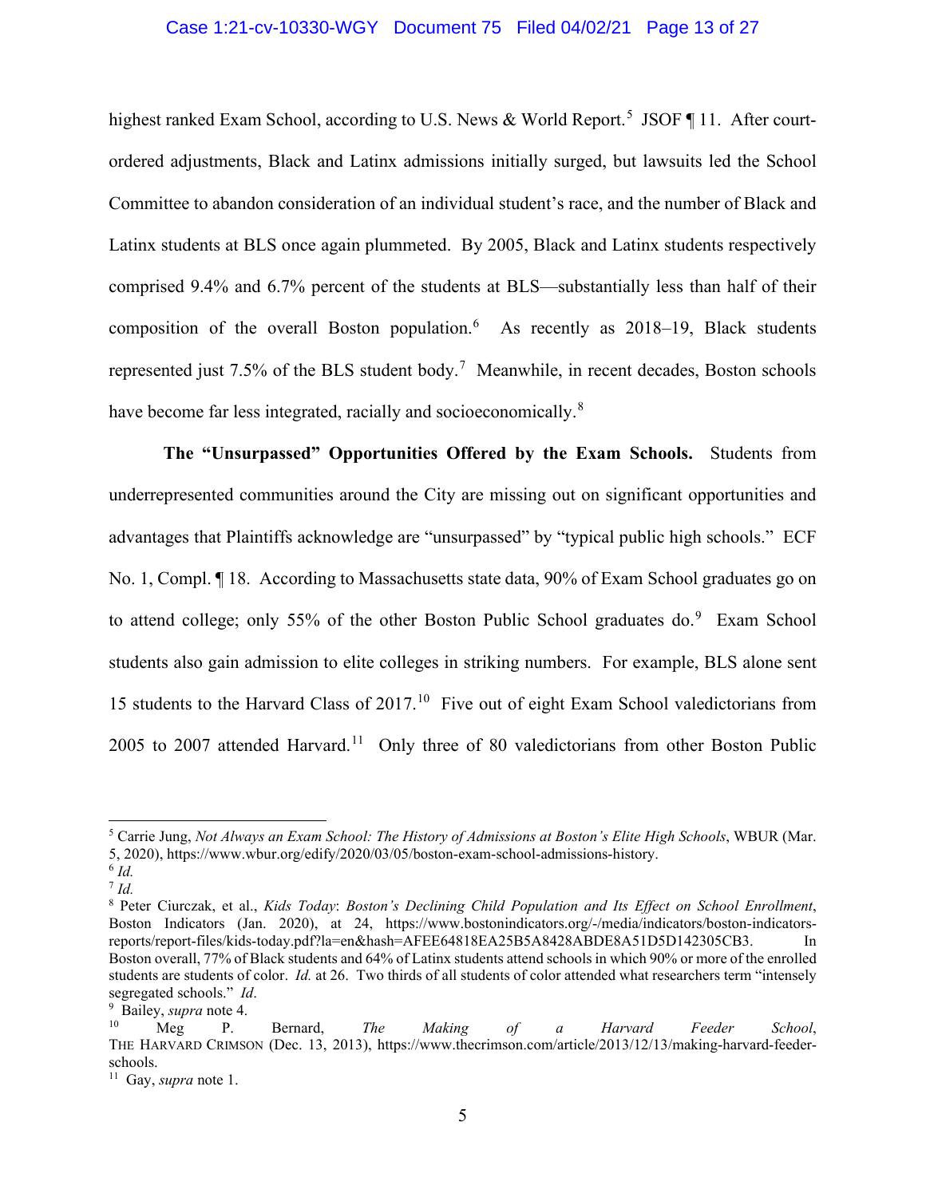highest ranked Exam School, according to U.S. News & World Report.[5] JSOF ¶ 11. After court-ordered adjustments, Black and Latinx admissions initially surged, but lawsuits led the School Committee to abandon consideration of an individual student's race, and the number of Black and Latinx students at BLS once again plummeted. By 2005, Black and Latinx students respectively comprised 9.4% and 6.7% percent of the students at BLS—substantially less than half of their composition of the overall Boston population.[6] As recently as 2018–19, Black students represented just 7.5% of the BLS student body.[7] Meanwhile, in recent decades, Boston schools have become far less integrated, racially and socioeconomically.[8]

**The "Unsurpassed" Opportunities Offered by the Exam Schools.** Students from underrepresented communities around the City are missing out on significant opportunities and advantages that Plaintiffs acknowledge are "unsurpassed" by "typical public high schools." ECF No. 1, Compl. ¶ 18. According to Massachusetts state data, 90% of Exam School graduates go on to attend college; only 55% of the other Boston Public School graduates do.[9] Exam School students also gain admission to elite colleges in striking numbers. For example, BLS alone sent 15 students to the Harvard Class of 2017.[10] Five out of eight Exam School valedictorians from 2005 to 2007 attended Harvard.[11] Only three of 80 valedictorians from other Boston Public

---

[5] Carrie Jung, *Not Always an Exam School: The History of Admissions at Boston's Elite High Schools*, WBUR (Mar. 5, 2020), https://www.wbur.org/edify/2020/03/05/boston-exam-school-admissions-history.

[6] *Id.*

[7] *Id.*

[8] Peter Ciurczak, et al., *Kids Today*: *Boston's Declining Child Population and Its Effect on School Enrollment*, Boston Indicators (Jan. 2020), at 24, https://www.bostonindicators.org/-/media/indicators/boston-indicators-reports/report-files/kids-today.pdf?la=en&hash=AFEE64818EA25B5A8428ABDE8A51D5D142305CB3. In Boston overall, 77% of Black students and 64% of Latinx students attend schools in which 90% or more of the enrolled students are students of color. *Id.* at 26. Two thirds of all students of color attended what researchers term "intensely segregated schools." *Id*.

[9] Bailey, *supra* note 4.

[10] Meg P. Bernard, *The Making of a Harvard Feeder School*, THE HARVARD CRIMSON (Dec. 13, 2013), https://www.thecrimson.com/article/2013/12/13/making-harvard-feeder-schools.

[11] Gay, *supra* note 1.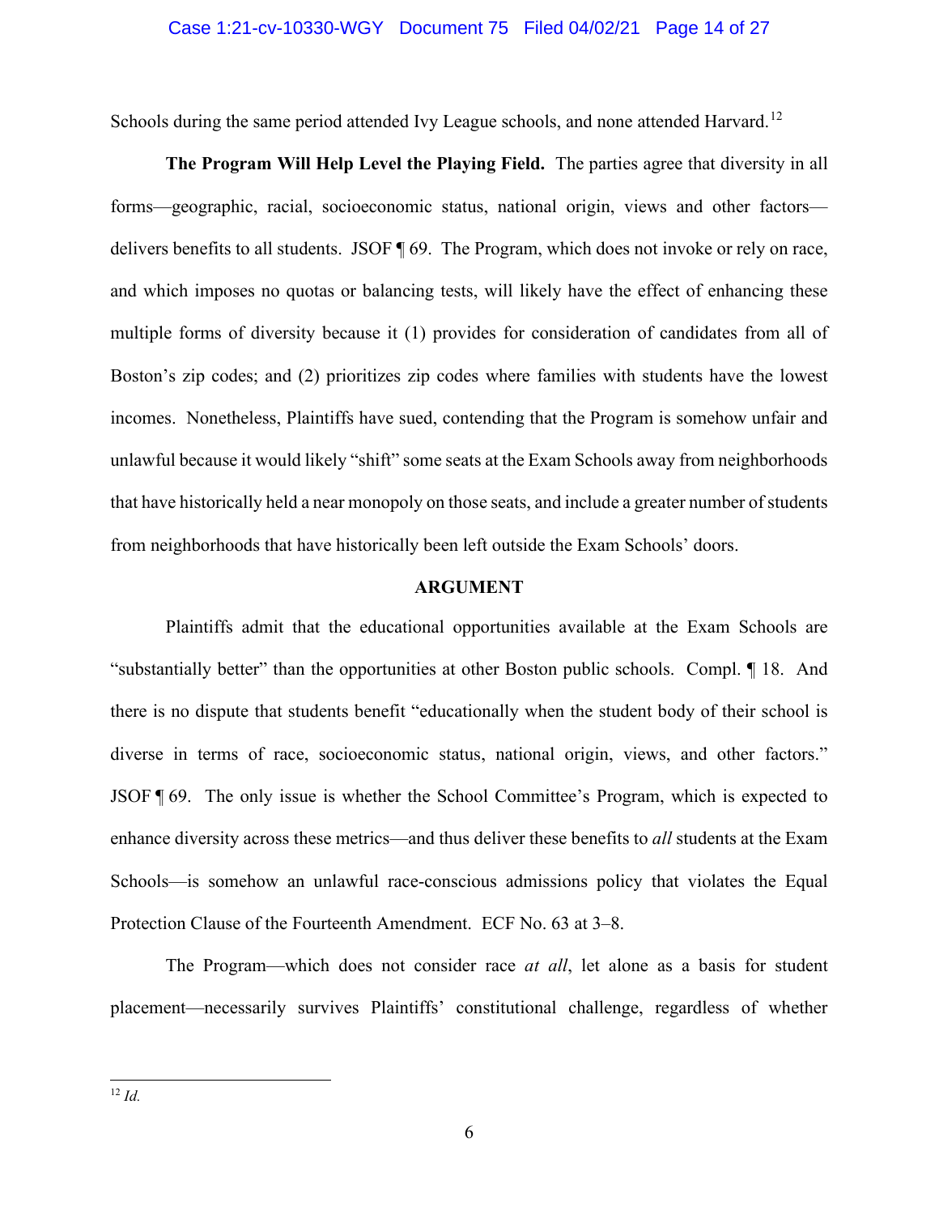Schools during the same period attended Ivy League schools, and none attended Harvard.[12]

**The Program Will Help Level the Playing Field.** The parties agree that diversity in all forms—geographic, racial, socioeconomic status, national origin, views and other factors—delivers benefits to all students. JSOF ¶ 69. The Program, which does not invoke or rely on race, and which imposes no quotas or balancing tests, will likely have the effect of enhancing these multiple forms of diversity because it (1) provides for consideration of candidates from all of Boston's zip codes; and (2) prioritizes zip codes where families with students have the lowest incomes. Nonetheless, Plaintiffs have sued, contending that the Program is somehow unfair and unlawful because it would likely "shift" some seats at the Exam Schools away from neighborhoods that have historically held a near monopoly on those seats, and include a greater number of students from neighborhoods that have historically been left outside the Exam Schools' doors.

## ARGUMENT

Plaintiffs admit that the educational opportunities available at the Exam Schools are "substantially better" than the opportunities at other Boston public schools. Compl. ¶ 18. And there is no dispute that students benefit "educationally when the student body of their school is diverse in terms of race, socioeconomic status, national origin, views, and other factors." JSOF ¶ 69. The only issue is whether the School Committee's Program, which is expected to enhance diversity across these metrics—and thus deliver these benefits to *all* students at the Exam Schools—is somehow an unlawful race-conscious admissions policy that violates the Equal Protection Clause of the Fourteenth Amendment. ECF No. 63 at 3–8.

The Program—which does not consider race *at all*, let alone as a basis for student placement—necessarily survives Plaintiffs' constitutional challenge, regardless of whether

---

[12] *Id.*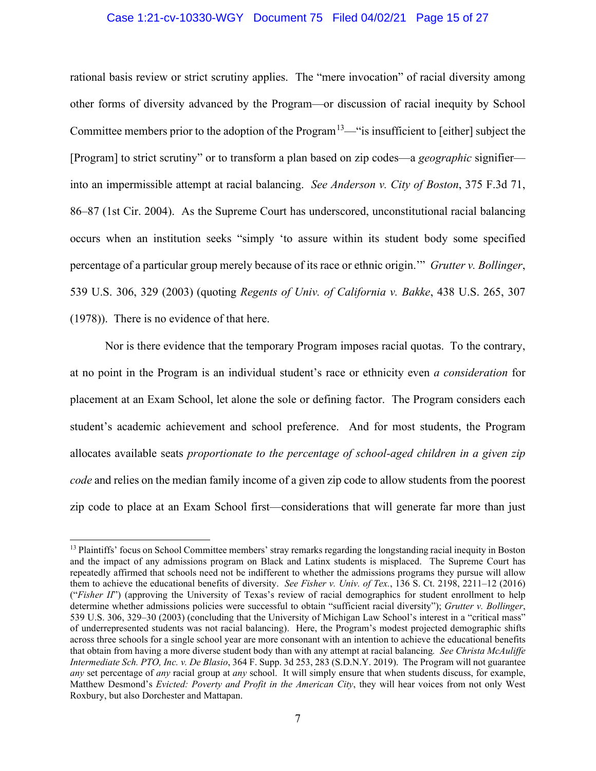rational basis review or strict scrutiny applies. The "mere invocation" of racial diversity among other forms of diversity advanced by the Program—or discussion of racial inequity by School Committee members prior to the adoption of the Program[13]—"is insufficient to [either] subject the [Program] to strict scrutiny" or to transform a plan based on zip codes—a *geographic* signifier—into an impermissible attempt at racial balancing. *See Anderson v. City of Boston*, 375 F.3d 71, 86–87 (1st Cir. 2004). As the Supreme Court has underscored, unconstitutional racial balancing occurs when an institution seeks "simply 'to assure within its student body some specified percentage of a particular group merely because of its race or ethnic origin.'" *Grutter v. Bollinger*, 539 U.S. 306, 329 (2003) (quoting *Regents of Univ. of California v. Bakke*, 438 U.S. 265, 307 (1978)). There is no evidence of that here.

Nor is there evidence that the temporary Program imposes racial quotas. To the contrary, at no point in the Program is an individual student's race or ethnicity even *a consideration* for placement at an Exam School, let alone the sole or defining factor. The Program considers each student's academic achievement and school preference. And for most students, the Program allocates available seats *proportionate to the percentage of school-aged children in a given zip code* and relies on the median family income of a given zip code to allow students from the poorest zip code to place at an Exam School first—considerations that will generate far more than just

---

[13] Plaintiffs' focus on School Committee members' stray remarks regarding the longstanding racial inequity in Boston and the impact of any admissions program on Black and Latinx students is misplaced. The Supreme Court has repeatedly affirmed that schools need not be indifferent to whether the admissions programs they pursue will allow them to achieve the educational benefits of diversity. *See Fisher v. Univ. of Tex.*, 136 S. Ct. 2198, 2211–12 (2016) ("*Fisher II*") (approving the University of Texas's review of racial demographics for student enrollment to help determine whether admissions policies were successful to obtain "sufficient racial diversity"); *Grutter v. Bollinger*, 539 U.S. 306, 329–30 (2003) (concluding that the University of Michigan Law School's interest in a "critical mass" of underrepresented students was not racial balancing). Here, the Program's modest projected demographic shifts across three schools for a single school year are more consonant with an intention to achieve the educational benefits that obtain from having a more diverse student body than with any attempt at racial balancing. *See Christa McAuliffe Intermediate Sch. PTO, Inc. v. De Blasio*, 364 F. Supp. 3d 253, 283 (S.D.N.Y. 2019). The Program will not guarantee *any* set percentage of *any* racial group at *any* school. It will simply ensure that when students discuss, for example, Matthew Desmond's *Evicted: Poverty and Profit in the American City*, they will hear voices from not only West Roxbury, but also Dorchester and Mattapan.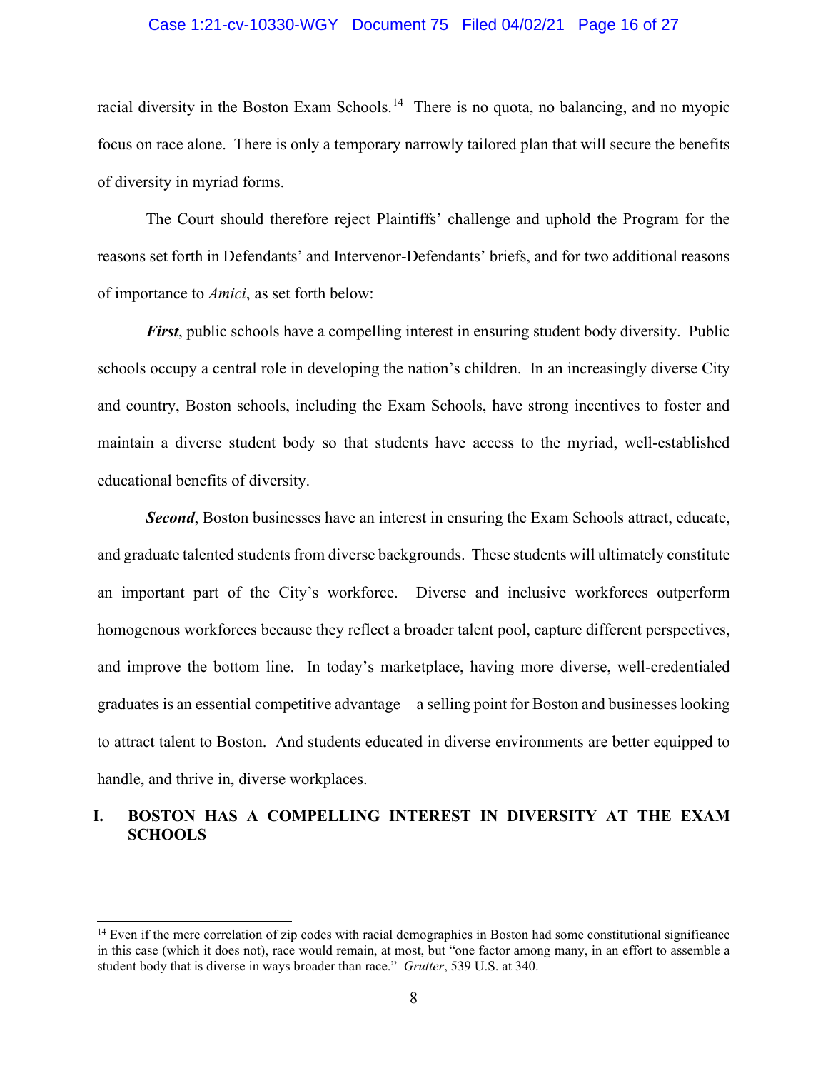racial diversity in the Boston Exam Schools.[14] There is no quota, no balancing, and no myopic focus on race alone. There is only a temporary narrowly tailored plan that will secure the benefits of diversity in myriad forms.

The Court should therefore reject Plaintiffs' challenge and uphold the Program for the reasons set forth in Defendants' and Intervenor-Defendants' briefs, and for two additional reasons of importance to *Amici*, as set forth below:

***First***, public schools have a compelling interest in ensuring student body diversity. Public schools occupy a central role in developing the nation's children. In an increasingly diverse City and country, Boston schools, including the Exam Schools, have strong incentives to foster and maintain a diverse student body so that students have access to the myriad, well-established educational benefits of diversity.

***Second***, Boston businesses have an interest in ensuring the Exam Schools attract, educate, and graduate talented students from diverse backgrounds. These students will ultimately constitute an important part of the City's workforce. Diverse and inclusive workforces outperform homogenous workforces because they reflect a broader talent pool, capture different perspectives, and improve the bottom line. In today's marketplace, having more diverse, well-credentialed graduates is an essential competitive advantage—a selling point for Boston and businesses looking to attract talent to Boston. And students educated in diverse environments are better equipped to handle, and thrive in, diverse workplaces.

## I. BOSTON HAS A COMPELLING INTEREST IN DIVERSITY AT THE EXAM SCHOOLS

---

[14] Even if the mere correlation of zip codes with racial demographics in Boston had some constitutional significance in this case (which it does not), race would remain, at most, but "one factor among many, in an effort to assemble a student body that is diverse in ways broader than race." *Grutter*, 539 U.S. at 340.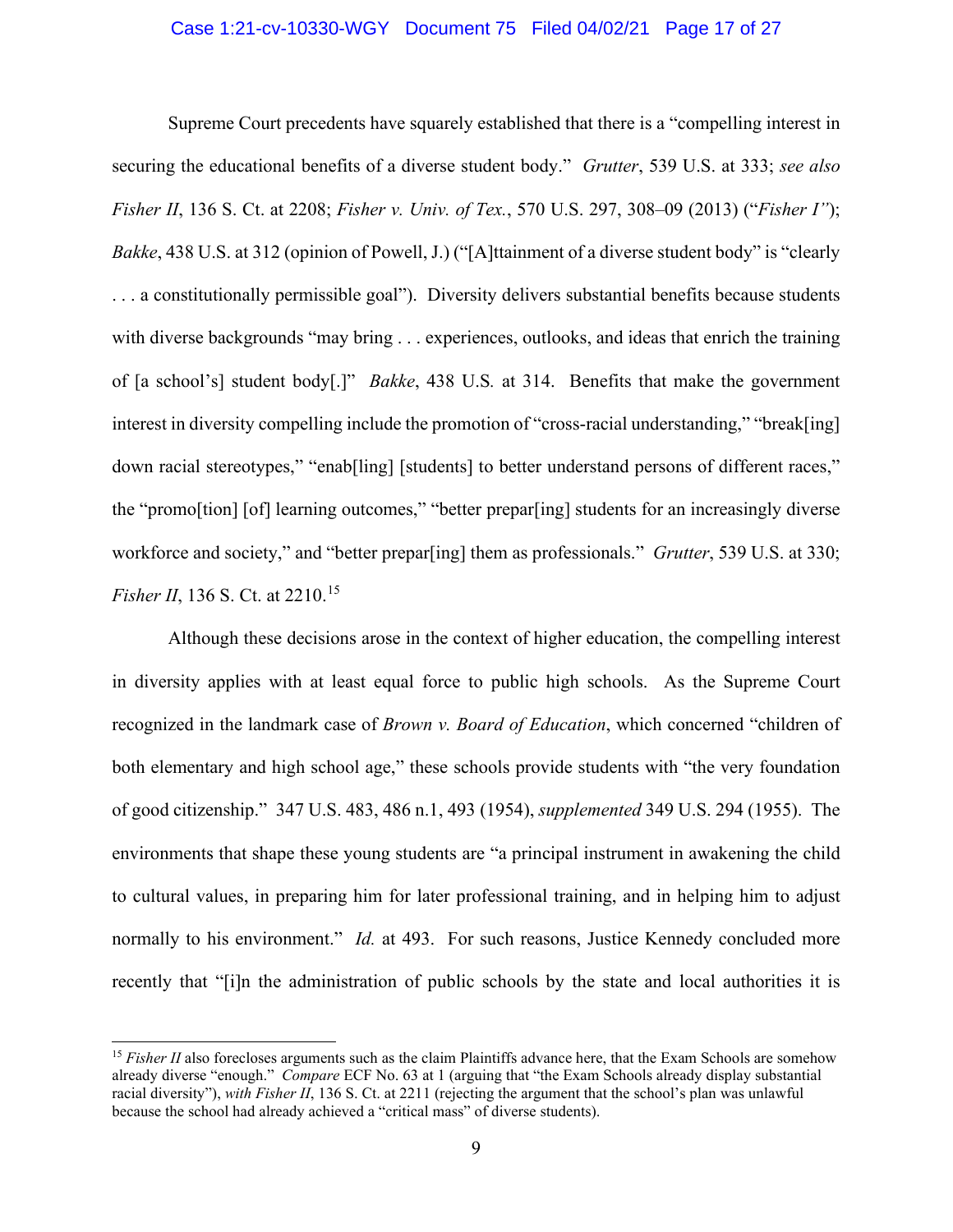Supreme Court precedents have squarely established that there is a "compelling interest in securing the educational benefits of a diverse student body." *Grutter*, 539 U.S. at 333; *see also Fisher II*, 136 S. Ct. at 2208; *Fisher v. Univ. of Tex.*, 570 U.S. 297, 308–09 (2013) ("*Fisher I"*); *Bakke*, 438 U.S. at 312 (opinion of Powell, J.) ("[A]ttainment of a diverse student body" is "clearly . . . a constitutionally permissible goal"). Diversity delivers substantial benefits because students with diverse backgrounds "may bring . . . experiences, outlooks, and ideas that enrich the training of [a school's] student body[.]" *Bakke*, 438 U.S. at 314. Benefits that make the government interest in diversity compelling include the promotion of "cross-racial understanding," "break[ing] down racial stereotypes," "enab[ling] [students] to better understand persons of different races," the "promo[tion] [of] learning outcomes," "better prepar[ing] students for an increasingly diverse workforce and society," and "better prepar[ing] them as professionals." *Grutter*, 539 U.S. at 330; *Fisher II*, 136 S. Ct. at 2210.[15]

Although these decisions arose in the context of higher education, the compelling interest in diversity applies with at least equal force to public high schools. As the Supreme Court recognized in the landmark case of *Brown v. Board of Education*, which concerned "children of both elementary and high school age," these schools provide students with "the very foundation of good citizenship." 347 U.S. 483, 486 n.1, 493 (1954), *supplemented* 349 U.S. 294 (1955). The environments that shape these young students are "a principal instrument in awakening the child to cultural values, in preparing him for later professional training, and in helping him to adjust normally to his environment." *Id.* at 493. For such reasons, Justice Kennedy concluded more recently that "[i]n the administration of public schools by the state and local authorities it is

---

[15] *Fisher II* also forecloses arguments such as the claim Plaintiffs advance here, that the Exam Schools are somehow already diverse "enough." *Compare* ECF No. 63 at 1 (arguing that "the Exam Schools already display substantial racial diversity"), *with Fisher II*, 136 S. Ct. at 2211 (rejecting the argument that the school's plan was unlawful because the school had already achieved a "critical mass" of diverse students).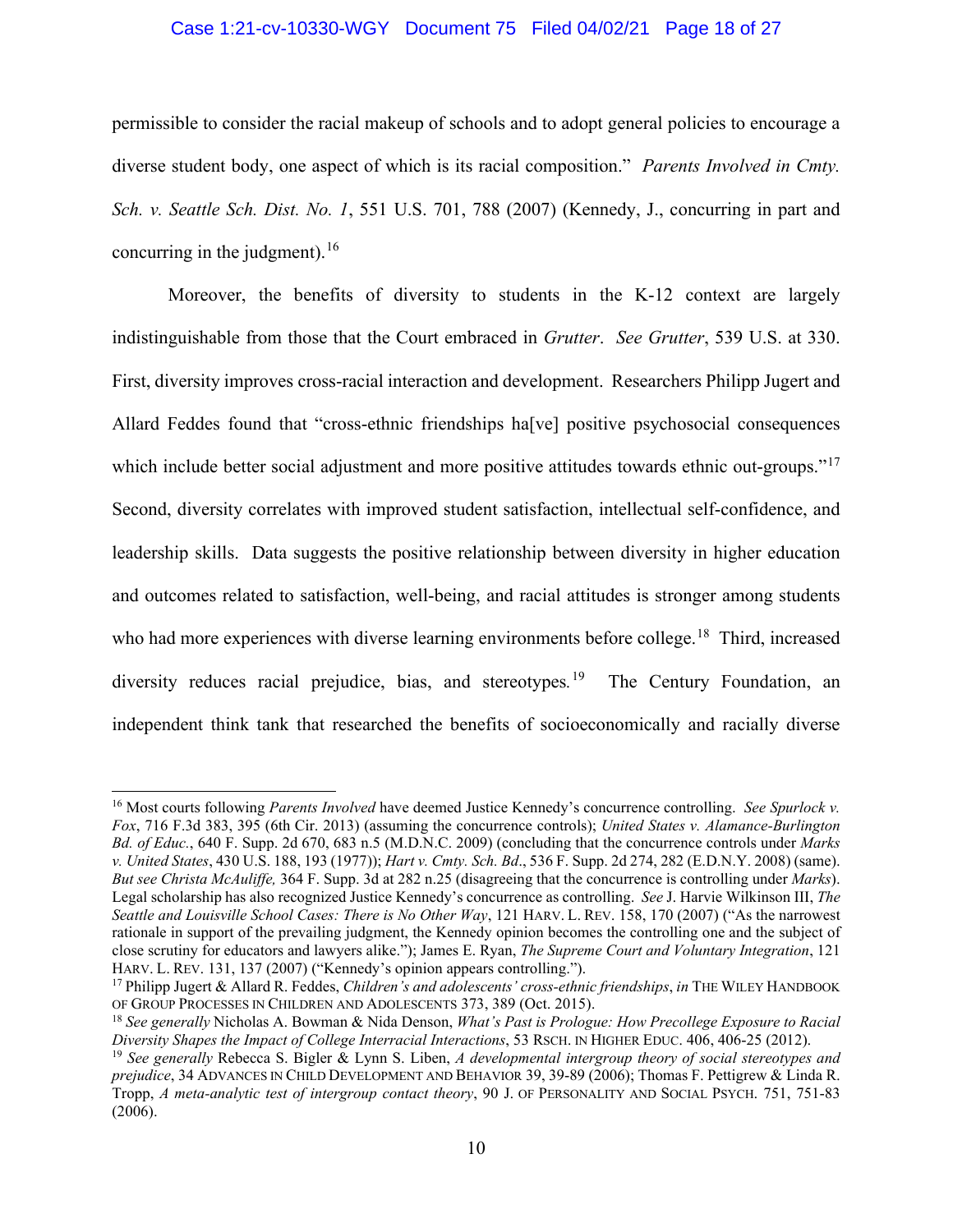permissible to consider the racial makeup of schools and to adopt general policies to encourage a diverse student body, one aspect of which is its racial composition." *Parents Involved in Cmty. Sch. v. Seattle Sch. Dist. No. 1*, 551 U.S. 701, 788 (2007) (Kennedy, J., concurring in part and concurring in the judgment).[16]

Moreover, the benefits of diversity to students in the K-12 context are largely indistinguishable from those that the Court embraced in *Grutter*. *See Grutter*, 539 U.S. at 330. First, diversity improves cross-racial interaction and development. Researchers Philipp Jugert and Allard Feddes found that "cross-ethnic friendships ha[ve] positive psychosocial consequences which include better social adjustment and more positive attitudes towards ethnic out-groups."[17] Second, diversity correlates with improved student satisfaction, intellectual self-confidence, and leadership skills. Data suggests the positive relationship between diversity in higher education and outcomes related to satisfaction, well-being, and racial attitudes is stronger among students who had more experiences with diverse learning environments before college.[18] Third, increased diversity reduces racial prejudice, bias, and stereotypes.[19] The Century Foundation, an independent think tank that researched the benefits of socioeconomically and racially diverse

---

[16] Most courts following *Parents Involved* have deemed Justice Kennedy's concurrence controlling. *See Spurlock v. Fox*, 716 F.3d 383, 395 (6th Cir. 2013) (assuming the concurrence controls); *United States v. Alamance-Burlington Bd. of Educ.*, 640 F. Supp. 2d 670, 683 n.5 (M.D.N.C. 2009) (concluding that the concurrence controls under *Marks v. United States*, 430 U.S. 188, 193 (1977)); *Hart v. Cmty. Sch. Bd*., 536 F. Supp. 2d 274, 282 (E.D.N.Y. 2008) (same). *But see Christa McAuliffe,* 364 F. Supp. 3d at 282 n.25 (disagreeing that the concurrence is controlling under *Marks*). Legal scholarship has also recognized Justice Kennedy's concurrence as controlling. *See* J. Harvie Wilkinson III, *The Seattle and Louisville School Cases: There is No Other Way*, 121 HARV. L. REV. 158, 170 (2007) ("As the narrowest rationale in support of the prevailing judgment, the Kennedy opinion becomes the controlling one and the subject of close scrutiny for educators and lawyers alike."); James E. Ryan, *The Supreme Court and Voluntary Integration*, 121 HARV. L. REV. 131, 137 (2007) ("Kennedy's opinion appears controlling.").

[17] Philipp Jugert & Allard R. Feddes, *Children's and adolescents' cross-ethnic friendships*, *in* THE WILEY HANDBOOK OF GROUP PROCESSES IN CHILDREN AND ADOLESCENTS 373, 389 (Oct. 2015).

[18] *See generally* Nicholas A. Bowman & Nida Denson, *What's Past is Prologue: How Precollege Exposure to Racial Diversity Shapes the Impact of College Interracial Interactions*, 53 RSCH. IN HIGHER EDUC. 406, 406-25 (2012).

[19] *See generally* Rebecca S. Bigler & Lynn S. Liben, *A developmental intergroup theory of social stereotypes and prejudice*, 34 ADVANCES IN CHILD DEVELOPMENT AND BEHAVIOR 39, 39-89 (2006); Thomas F. Pettigrew & Linda R. Tropp, *A meta-analytic test of intergroup contact theory*, 90 J. OF PERSONALITY AND SOCIAL PSYCH. 751, 751-83 (2006).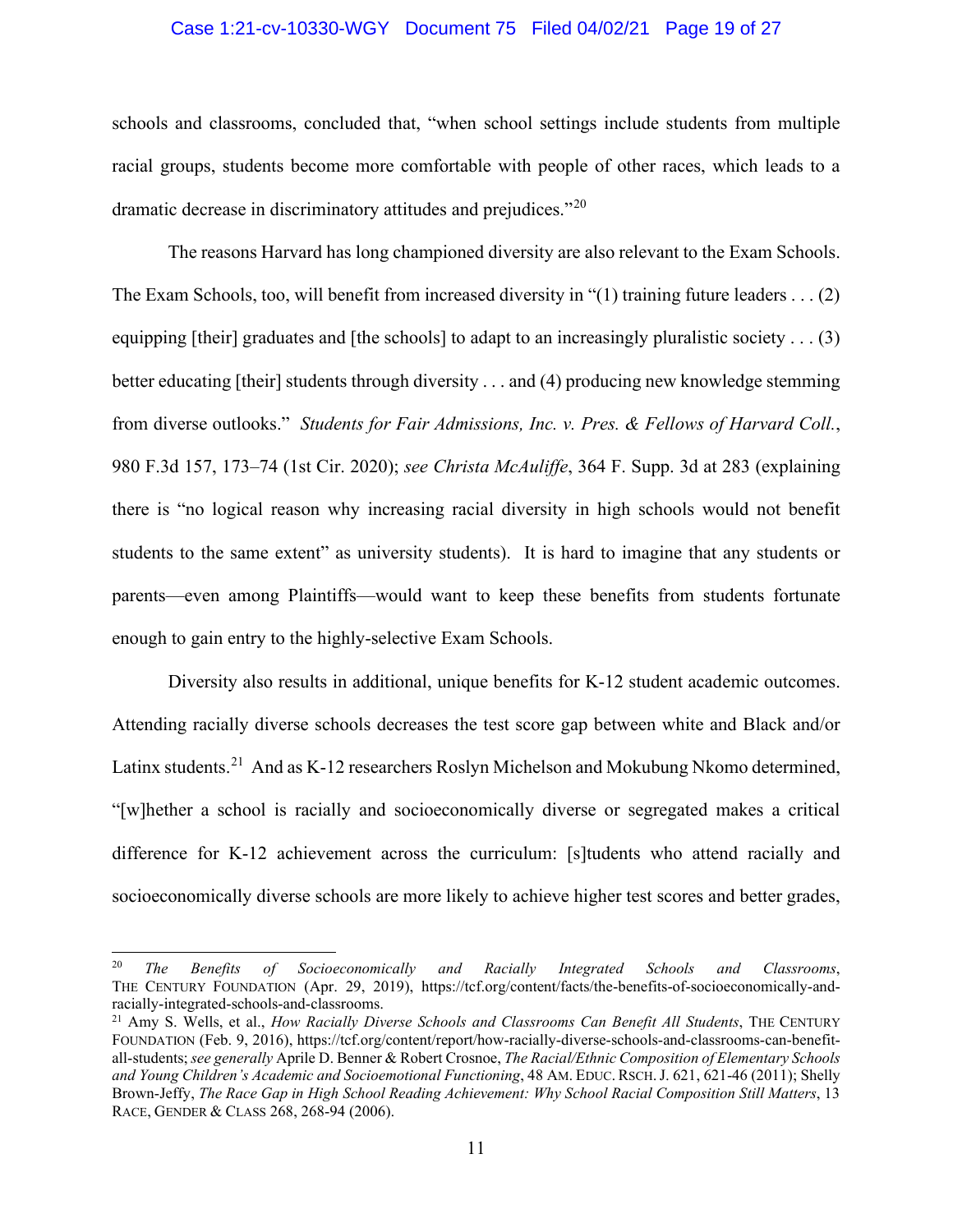schools and classrooms, concluded that, "when school settings include students from multiple racial groups, students become more comfortable with people of other races, which leads to a dramatic decrease in discriminatory attitudes and prejudices."[20]

The reasons Harvard has long championed diversity are also relevant to the Exam Schools. The Exam Schools, too, will benefit from increased diversity in "(1) training future leaders . . . (2) equipping [their] graduates and [the schools] to adapt to an increasingly pluralistic society . . . (3) better educating [their] students through diversity . . . and (4) producing new knowledge stemming from diverse outlooks." *Students for Fair Admissions, Inc. v. Pres. & Fellows of Harvard Coll.*, 980 F.3d 157, 173–74 (1st Cir. 2020); *see Christa McAuliffe*, 364 F. Supp. 3d at 283 (explaining there is "no logical reason why increasing racial diversity in high schools would not benefit students to the same extent" as university students). It is hard to imagine that any students or parents—even among Plaintiffs—would want to keep these benefits from students fortunate enough to gain entry to the highly-selective Exam Schools.

Diversity also results in additional, unique benefits for K-12 student academic outcomes. Attending racially diverse schools decreases the test score gap between white and Black and/or Latinx students.[21] And as K-12 researchers Roslyn Michelson and Mokubung Nkomo determined, "[w]hether a school is racially and socioeconomically diverse or segregated makes a critical difference for K-12 achievement across the curriculum: [s]tudents who attend racially and socioeconomically diverse schools are more likely to achieve higher test scores and better grades,

---

[20] *The Benefits of Socioeconomically and Racially Integrated Schools and Classrooms*, THE CENTURY FOUNDATION (Apr. 29, 2019), https://tcf.org/content/facts/the-benefits-of-socioeconomically-and-racially-integrated-schools-and-classrooms.

[21] Amy S. Wells, et al., *How Racially Diverse Schools and Classrooms Can Benefit All Students*, THE CENTURY FOUNDATION (Feb. 9, 2016), https://tcf.org/content/report/how-racially-diverse-schools-and-classrooms-can-benefit-all-students; *see generally* Aprile D. Benner & Robert Crosnoe, *The Racial/Ethnic Composition of Elementary Schools and Young Children's Academic and Socioemotional Functioning*, 48 AM. EDUC. RSCH. J. 621, 621-46 (2011); Shelly Brown-Jeffy, *The Race Gap in High School Reading Achievement: Why School Racial Composition Still Matters*, 13 RACE, GENDER & CLASS 268, 268-94 (2006).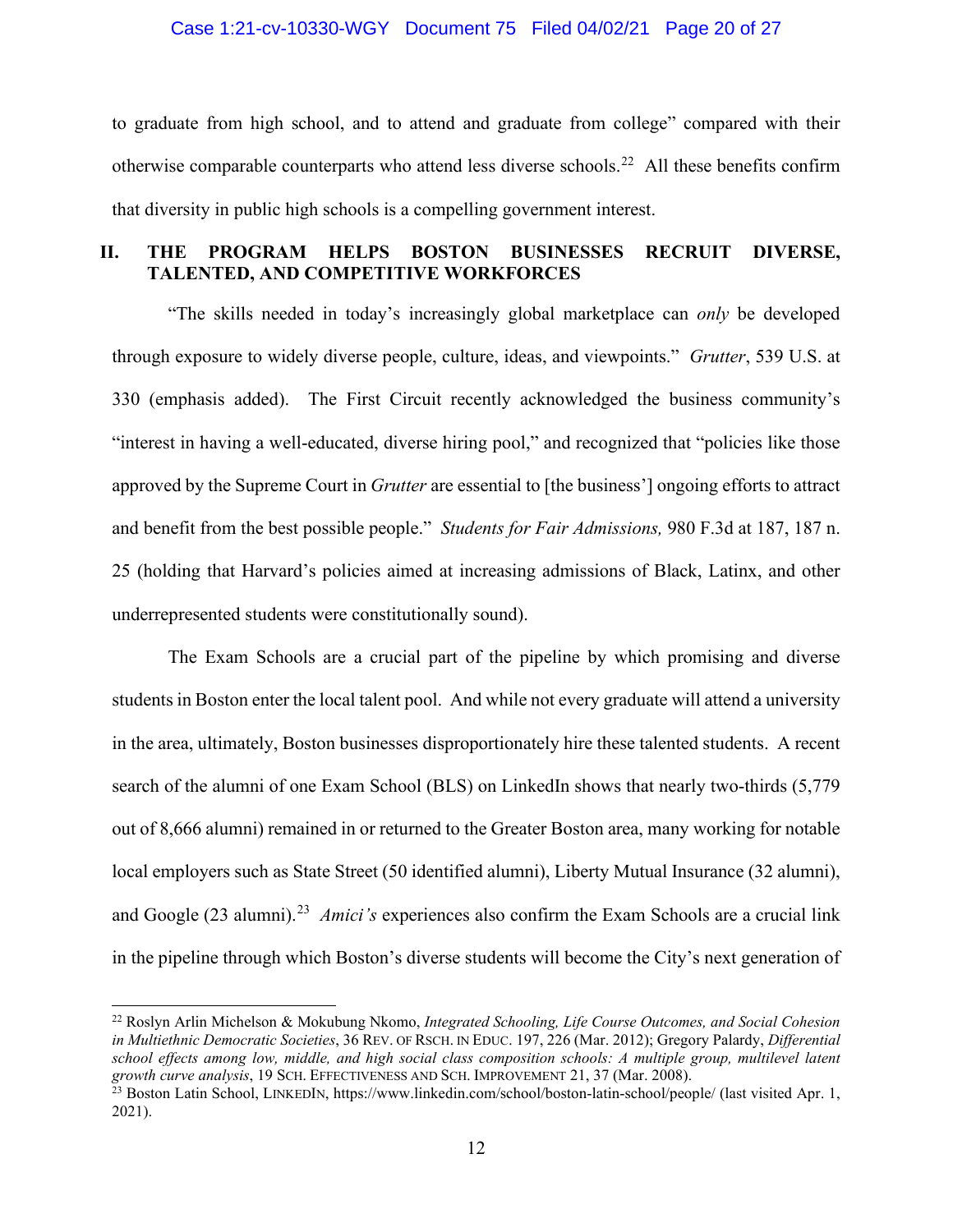to graduate from high school, and to attend and graduate from college" compared with their otherwise comparable counterparts who attend less diverse schools.[22] All these benefits confirm that diversity in public high schools is a compelling government interest.

## II. THE PROGRAM HELPS BOSTON BUSINESSES RECRUIT DIVERSE, TALENTED, AND COMPETITIVE WORKFORCES

"The skills needed in today's increasingly global marketplace can *only* be developed through exposure to widely diverse people, culture, ideas, and viewpoints." *Grutter*, 539 U.S. at 330 (emphasis added). The First Circuit recently acknowledged the business community's "interest in having a well-educated, diverse hiring pool," and recognized that "policies like those approved by the Supreme Court in *Grutter* are essential to [the business'] ongoing efforts to attract and benefit from the best possible people." *Students for Fair Admissions,* 980 F.3d at 187, 187 n. 25 (holding that Harvard's policies aimed at increasing admissions of Black, Latinx, and other underrepresented students were constitutionally sound).

The Exam Schools are a crucial part of the pipeline by which promising and diverse students in Boston enter the local talent pool. And while not every graduate will attend a university in the area, ultimately, Boston businesses disproportionately hire these talented students. A recent search of the alumni of one Exam School (BLS) on LinkedIn shows that nearly two-thirds (5,779 out of 8,666 alumni) remained in or returned to the Greater Boston area, many working for notable local employers such as State Street (50 identified alumni), Liberty Mutual Insurance (32 alumni), and Google (23 alumni).[23] *Amici's* experiences also confirm the Exam Schools are a crucial link in the pipeline through which Boston's diverse students will become the City's next generation of

---

[22] Roslyn Arlin Michelson & Mokubung Nkomo, *Integrated Schooling, Life Course Outcomes, and Social Cohesion in Multiethnic Democratic Societies*, 36 REV. OF RSCH. IN EDUC. 197, 226 (Mar. 2012); Gregory Palardy, *Differential school effects among low, middle, and high social class composition schools: A multiple group, multilevel latent growth curve analysis*, 19 SCH. EFFECTIVENESS AND SCH. IMPROVEMENT 21, 37 (Mar. 2008).

[23] Boston Latin School, LINKEDIN, https://www.linkedin.com/school/boston-latin-school/people/ (last visited Apr. 1, 2021).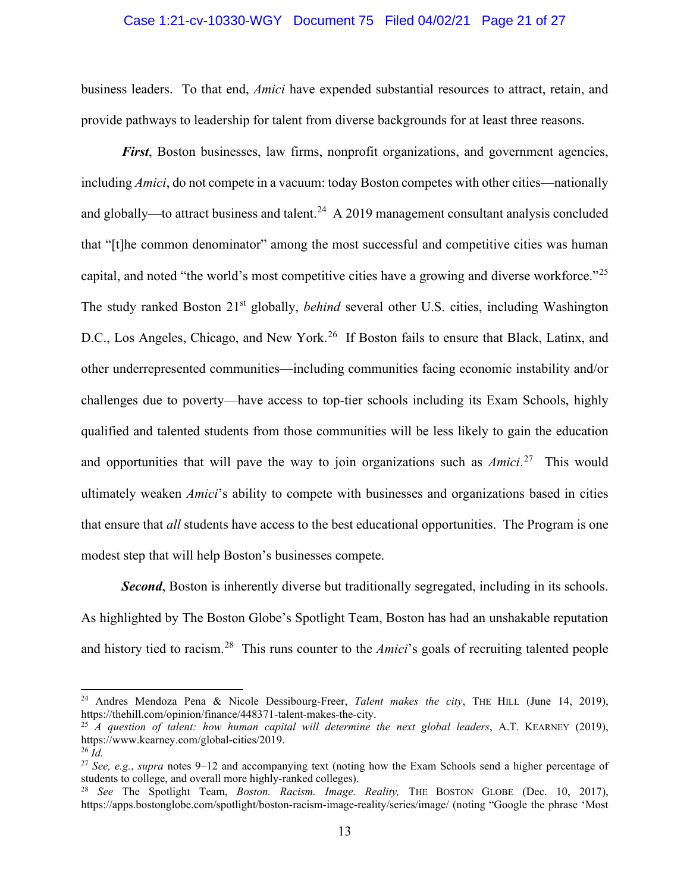business leaders. To that end, *Amici* have expended substantial resources to attract, retain, and provide pathways to leadership for talent from diverse backgrounds for at least three reasons.

***First***, Boston businesses, law firms, nonprofit organizations, and government agencies, including *Amici*, do not compete in a vacuum: today Boston competes with other cities—nationally and globally—to attract business and talent.[24] A 2019 management consultant analysis concluded that "[t]he common denominator" among the most successful and competitive cities was human capital, and noted "the world's most competitive cities have a growing and diverse workforce."[25] The study ranked Boston 21st globally, *behind* several other U.S. cities, including Washington D.C., Los Angeles, Chicago, and New York.[26] If Boston fails to ensure that Black, Latinx, and other underrepresented communities—including communities facing economic instability and/or challenges due to poverty—have access to top-tier schools including its Exam Schools, highly qualified and talented students from those communities will be less likely to gain the education and opportunities that will pave the way to join organizations such as *Amici*.[27] This would ultimately weaken *Amici*'s ability to compete with businesses and organizations based in cities that ensure that *all* students have access to the best educational opportunities. The Program is one modest step that will help Boston's businesses compete.

***Second***, Boston is inherently diverse but traditionally segregated, including in its schools. As highlighted by The Boston Globe's Spotlight Team, Boston has had an unshakable reputation and history tied to racism.[28] This runs counter to the *Amici*'s goals of recruiting talented people

---

[24] Andres Mendoza Pena & Nicole Dessibourg-Freer, *Talent makes the city*, THE HILL (June 14, 2019), https://thehill.com/opinion/finance/448371-talent-makes-the-city.

[25] *A question of talent: how human capital will determine the next global leaders*, A.T. KEARNEY (2019), https://www.kearney.com/global-cities/2019.

[26] *Id.*

[27] *See, e.g.*, *supra* notes 9–12 and accompanying text (noting how the Exam Schools send a higher percentage of students to college, and overall more highly-ranked colleges).

[28] *See* The Spotlight Team, *Boston. Racism. Image. Reality,* THE BOSTON GLOBE (Dec. 10, 2017), https://apps.bostonglobe.com/spotlight/boston-racism-image-reality/series/image/ (noting "Google the phrase 'Most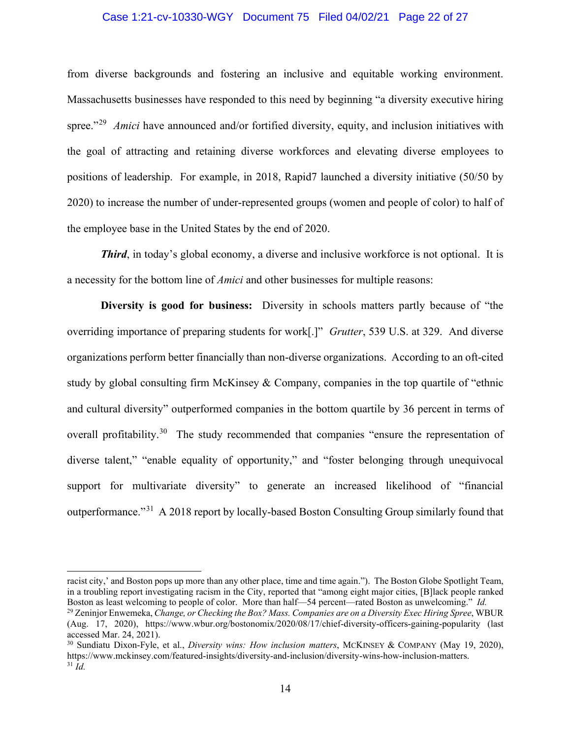from diverse backgrounds and fostering an inclusive and equitable working environment. Massachusetts businesses have responded to this need by beginning "a diversity executive hiring spree."[29] *Amici* have announced and/or fortified diversity, equity, and inclusion initiatives with the goal of attracting and retaining diverse workforces and elevating diverse employees to positions of leadership. For example, in 2018, Rapid7 launched a diversity initiative (50/50 by 2020) to increase the number of under-represented groups (women and people of color) to half of the employee base in the United States by the end of 2020.

***Third***, in today's global economy, a diverse and inclusive workforce is not optional. It is a necessity for the bottom line of *Amici* and other businesses for multiple reasons:

**Diversity is good for business:** Diversity in schools matters partly because of "the overriding importance of preparing students for work[.]" *Grutter*, 539 U.S. at 329. And diverse organizations perform better financially than non-diverse organizations. According to an oft-cited study by global consulting firm McKinsey & Company, companies in the top quartile of "ethnic and cultural diversity" outperformed companies in the bottom quartile by 36 percent in terms of overall profitability.[30] The study recommended that companies "ensure the representation of diverse talent," "enable equality of opportunity," and "foster belonging through unequivocal support for multivariate diversity" to generate an increased likelihood of "financial outperformance."[31] A 2018 report by locally-based Boston Consulting Group similarly found that

---

racist city,' and Boston pops up more than any other place, time and time again."). The Boston Globe Spotlight Team, in a troubling report investigating racism in the City, reported that "among eight major cities, [B]lack people ranked Boston as least welcoming to people of color. More than half—54 percent—rated Boston as unwelcoming." *Id.*

[29] Zeninjor Enwemeka, *Change, or Checking the Box? Mass. Companies are on a Diversity Exec Hiring Spree*, WBUR (Aug. 17, 2020), https://www.wbur.org/bostonomix/2020/08/17/chief-diversity-officers-gaining-popularity (last accessed Mar. 24, 2021).

[30] Sundiatu Dixon-Fyle, et al., *Diversity wins: How inclusion matters*, McKinsey & Company (May 19, 2020), https://www.mckinsey.com/featured-insights/diversity-and-inclusion/diversity-wins-how-inclusion-matters.

[31] *Id.*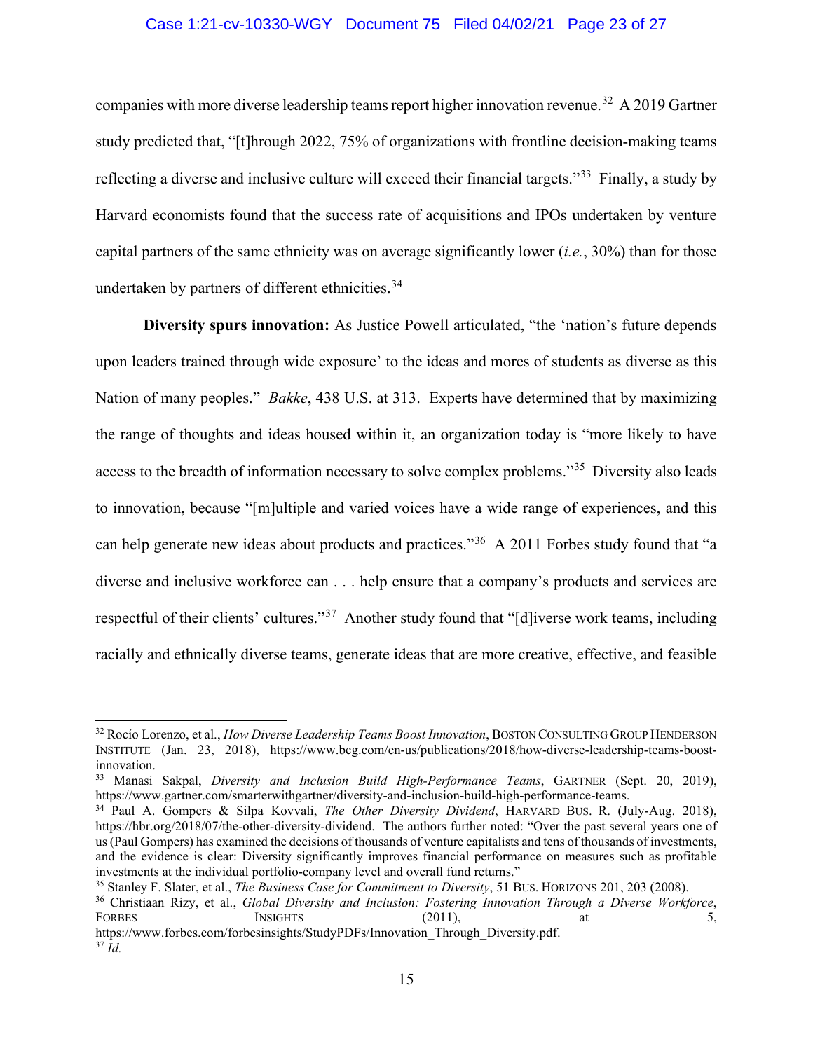companies with more diverse leadership teams report higher innovation revenue.[32] A 2019 Gartner study predicted that, "[t]hrough 2022, 75% of organizations with frontline decision-making teams reflecting a diverse and inclusive culture will exceed their financial targets."[33] Finally, a study by Harvard economists found that the success rate of acquisitions and IPOs undertaken by venture capital partners of the same ethnicity was on average significantly lower (*i.e.*, 30%) than for those undertaken by partners of different ethnicities.[34]

**Diversity spurs innovation:** As Justice Powell articulated, "the 'nation's future depends upon leaders trained through wide exposure' to the ideas and mores of students as diverse as this Nation of many peoples." *Bakke*, 438 U.S. at 313. Experts have determined that by maximizing the range of thoughts and ideas housed within it, an organization today is "more likely to have access to the breadth of information necessary to solve complex problems."[35] Diversity also leads to innovation, because "[m]ultiple and varied voices have a wide range of experiences, and this can help generate new ideas about products and practices."[36] A 2011 Forbes study found that "a diverse and inclusive workforce can . . . help ensure that a company's products and services are respectful of their clients' cultures."[37] Another study found that "[d]iverse work teams, including racially and ethnically diverse teams, generate ideas that are more creative, effective, and feasible

---

[32] Rocío Lorenzo, et al., *How Diverse Leadership Teams Boost Innovation*, Boston Consulting Group Henderson Institute (Jan. 23, 2018), https://www.bcg.com/en-us/publications/2018/how-diverse-leadership-teams-boost-innovation.

[33] Manasi Sakpal, *Diversity and Inclusion Build High-Performance Teams*, Gartner (Sept. 20, 2019), https://www.gartner.com/smarterwithgartner/diversity-and-inclusion-build-high-performance-teams.

[34] Paul A. Gompers & Silpa Kovvali, *The Other Diversity Dividend*, Harvard Bus. R. (July-Aug. 2018), https://hbr.org/2018/07/the-other-diversity-dividend. The authors further noted: "Over the past several years one of us (Paul Gompers) has examined the decisions of thousands of venture capitalists and tens of thousands of investments, and the evidence is clear: Diversity significantly improves financial performance on measures such as profitable investments at the individual portfolio-company level and overall fund returns."

[35] Stanley F. Slater, et al., *The Business Case for Commitment to Diversity*, 51 Bus. Horizons 201, 203 (2008).

[36] Christiaan Rizy, et al., *Global Diversity and Inclusion: Fostering Innovation Through a Diverse Workforce*, Forbes Insights (2011), at 5, https://www.forbes.com/forbesinsights/StudyPDFs/Innovation_Through_Diversity.pdf.

[37] *Id.*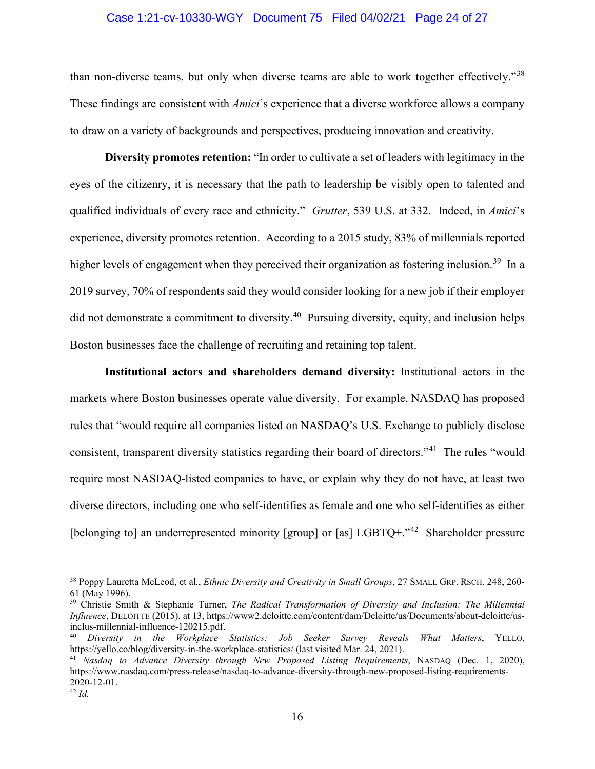than non-diverse teams, but only when diverse teams are able to work together effectively."[38] These findings are consistent with *Amici*'s experience that a diverse workforce allows a company to draw on a variety of backgrounds and perspectives, producing innovation and creativity.

**Diversity promotes retention:** "In order to cultivate a set of leaders with legitimacy in the eyes of the citizenry, it is necessary that the path to leadership be visibly open to talented and qualified individuals of every race and ethnicity." *Grutter*, 539 U.S. at 332. Indeed, in *Amici*'s experience, diversity promotes retention. According to a 2015 study, 83% of millennials reported higher levels of engagement when they perceived their organization as fostering inclusion.[39] In a 2019 survey, 70% of respondents said they would consider looking for a new job if their employer did not demonstrate a commitment to diversity.[40] Pursuing diversity, equity, and inclusion helps Boston businesses face the challenge of recruiting and retaining top talent.

**Institutional actors and shareholders demand diversity:** Institutional actors in the markets where Boston businesses operate value diversity. For example, NASDAQ has proposed rules that "would require all companies listed on NASDAQ's U.S. Exchange to publicly disclose consistent, transparent diversity statistics regarding their board of directors."[41] The rules "would require most NASDAQ-listed companies to have, or explain why they do not have, at least two diverse directors, including one who self-identifies as female and one who self-identifies as either [belonging to] an underrepresented minority [group] or [as] LGBTQ+."[42] Shareholder pressure

---

[38] Poppy Lauretta McLeod, et al., *Ethnic Diversity and Creativity in Small Groups*, 27 SMALL GRP. RSCH. 248, 260-61 (May 1996).

[39] Christie Smith & Stephanie Turner, *The Radical Transformation of Diversity and Inclusion: The Millennial Influence*, DELOITTE (2015), at 13, https://www2.deloitte.com/content/dam/Deloitte/us/Documents/about-deloitte/us-inclus-millennial-influence-120215.pdf.

[40] *Diversity in the Workplace Statistics: Job Seeker Survey Reveals What Matters*, YELLO, https://yello.co/blog/diversity-in-the-workplace-statistics/ (last visited Mar. 24, 2021).

[41] *Nasdaq to Advance Diversity through New Proposed Listing Requirements*, NASDAQ (Dec. 1, 2020), https://www.nasdaq.com/press-release/nasdaq-to-advance-diversity-through-new-proposed-listing-requirements-2020-12-01.

[42] *Id.*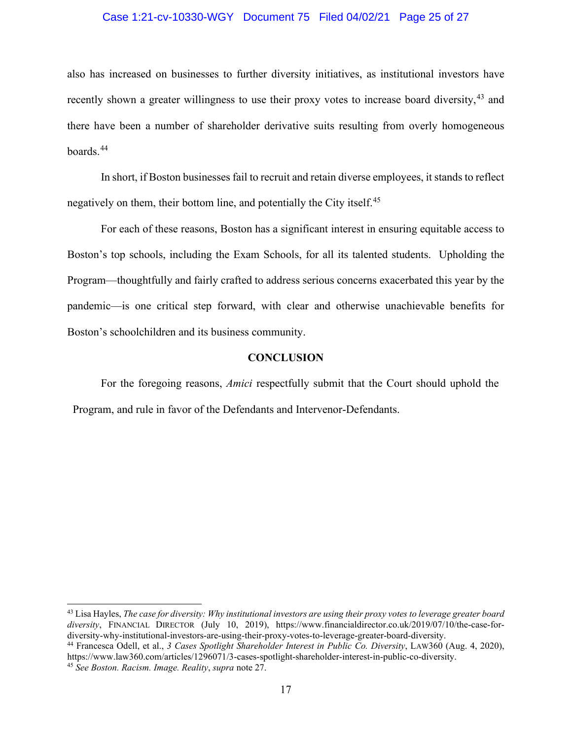also has increased on businesses to further diversity initiatives, as institutional investors have recently shown a greater willingness to use their proxy votes to increase board diversity,[43] and there have been a number of shareholder derivative suits resulting from overly homogeneous boards.[44]

In short, if Boston businesses fail to recruit and retain diverse employees, it stands to reflect negatively on them, their bottom line, and potentially the City itself.[45]

For each of these reasons, Boston has a significant interest in ensuring equitable access to Boston's top schools, including the Exam Schools, for all its talented students. Upholding the Program—thoughtfully and fairly crafted to address serious concerns exacerbated this year by the pandemic—is one critical step forward, with clear and otherwise unachievable benefits for Boston's schoolchildren and its business community.

## CONCLUSION

For the foregoing reasons, *Amici* respectfully submit that the Court should uphold the Program, and rule in favor of the Defendants and Intervenor-Defendants.

---

[43] Lisa Hayles, *The case for diversity: Why institutional investors are using their proxy votes to leverage greater board diversity*, FINANCIAL DIRECTOR (July 10, 2019), https://www.financialdirector.co.uk/2019/07/10/the-case-for-diversity-why-institutional-investors-are-using-their-proxy-votes-to-leverage-greater-board-diversity.

[44] Francesca Odell, et al., *3 Cases Spotlight Shareholder Interest in Public Co. Diversity*, LAW360 (Aug. 4, 2020), https://www.law360.com/articles/1296071/3-cases-spotlight-shareholder-interest-in-public-co-diversity.

[45] *See Boston. Racism. Image. Reality*, *supra* note 27.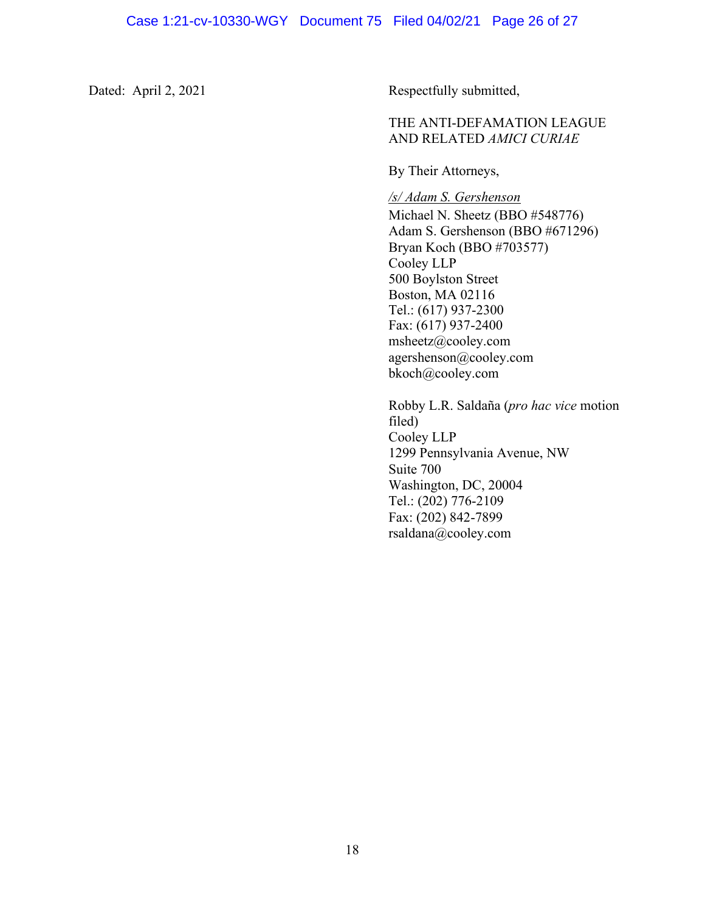Dated: April 2, 2021

Respectfully submitted,

THE ANTI-DEFAMATION LEAGUE AND RELATED *AMICI CURIAE*

By Their Attorneys,

/s/ Adam S. Gershenson
Michael N. Sheetz (BBO #548776)
Adam S. Gershenson (BBO #671296)
Bryan Koch (BBO #703577)
Cooley LLP
500 Boylston Street
Boston, MA 02116
Tel.: (617) 937-2300
Fax: (617) 937-2400
msheetz@cooley.com
agershenson@cooley.com
bkoch@cooley.com

Robby L.R. Saldaña (*pro hac vice* motion filed)
Cooley LLP
1299 Pennsylvania Avenue, NW
Suite 700
Washington, DC, 20004
Tel.: (202) 776-2109
Fax: (202) 842-7899
rsaldana@cooley.com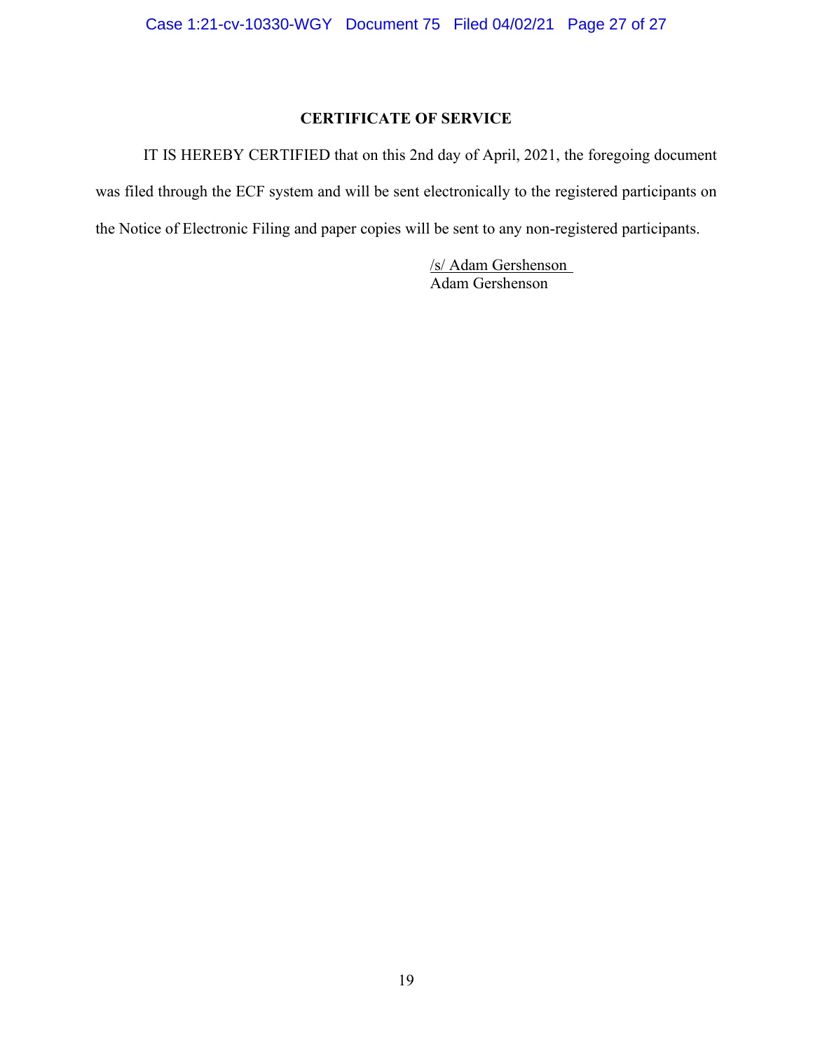## CERTIFICATE OF SERVICE

IT IS HEREBY CERTIFIED that on this 2nd day of April, 2021, the foregoing document was filed through the ECF system and will be sent electronically to the registered participants on the Notice of Electronic Filing and paper copies will be sent to any non-registered participants.

/s/ Adam Gershenson
Adam Gershenson